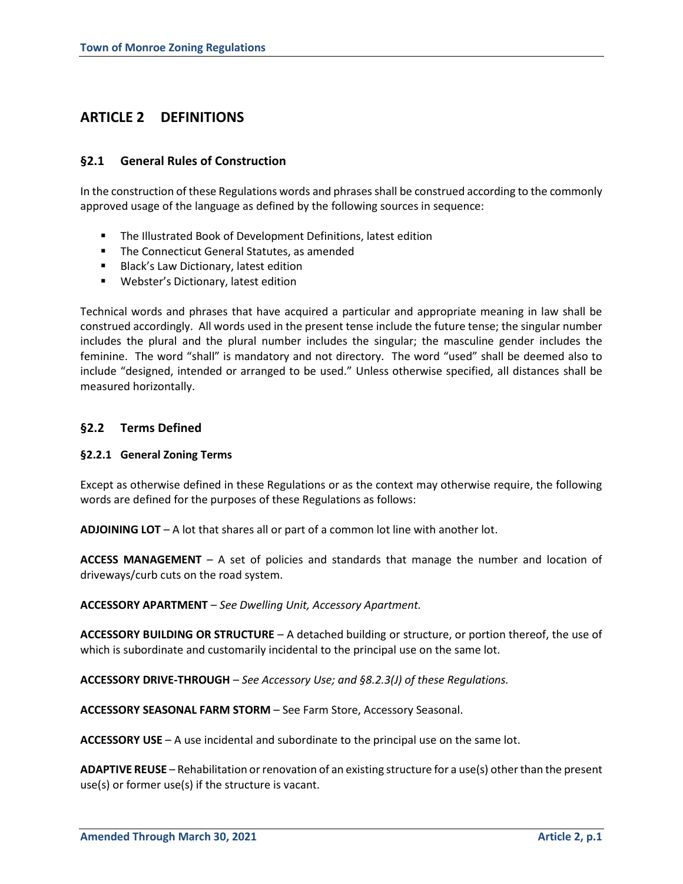# ARTICLE 2 DEFINITIONS

## §2.1 General Rules of Construction

In the construction of these Regulations words and phrases shall be construed according to the commonly approved usage of the language as defined by the following sources in sequence:

- The Illustrated Book of Development Definitions, latest edition
- The Connecticut General Statutes, as amended
- Black's Law Dictionary, latest edition
- Webster's Dictionary, latest edition

Technical words and phrases that have acquired a particular and appropriate meaning in law shall be construed accordingly. All words used in the present tense include the future tense; the singular number includes the plural and the plural number includes the singular; the masculine gender includes the feminine. The word "shall" is mandatory and not directory. The word "used" shall be deemed also to include "designed, intended or arranged to be used." Unless otherwise specified, all distances shall be measured horizontally.

## §2.2 Terms Defined

### §2.2.1 General Zoning Terms

Except as otherwise defined in these Regulations or as the context may otherwise require, the following words are defined for the purposes of these Regulations as follows:

**ADJOINING LOT** – A lot that shares all or part of a common lot line with another lot.

**ACCESS MANAGEMENT** – A set of policies and standards that manage the number and location of driveways/curb cuts on the road system.

**ACCESSORY APARTMENT** – *See Dwelling Unit, Accessory Apartment.*

**ACCESSORY BUILDING OR STRUCTURE** – A detached building or structure, or portion thereof, the use of which is subordinate and customarily incidental to the principal use on the same lot.

**ACCESSORY DRIVE-THROUGH** – *See Accessory Use; and §8.2.3(J) of these Regulations.*

**ACCESSORY SEASONAL FARM STORM** – See Farm Store, Accessory Seasonal.

**ACCESSORY USE** – A use incidental and subordinate to the principal use on the same lot.

**ADAPTIVE REUSE** – Rehabilitation or renovation of an existing structure for a use(s) other than the present use(s) or former use(s) if the structure is vacant.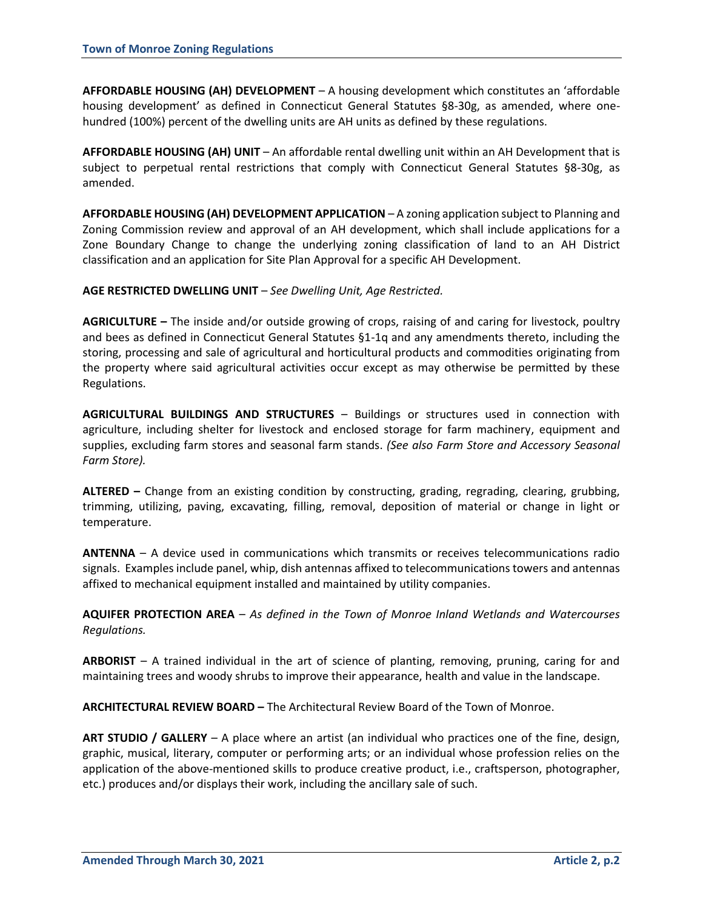**AFFORDABLE HOUSING (AH) DEVELOPMENT** – A housing development which constitutes an 'affordable housing development' as defined in Connecticut General Statutes §8-30g, as amended, where one-hundred (100%) percent of the dwelling units are AH units as defined by these regulations.

**AFFORDABLE HOUSING (AH) UNIT** – An affordable rental dwelling unit within an AH Development that is subject to perpetual rental restrictions that comply with Connecticut General Statutes §8-30g, as amended.

**AFFORDABLE HOUSING (AH) DEVELOPMENT APPLICATION** – A zoning application subject to Planning and Zoning Commission review and approval of an AH development, which shall include applications for a Zone Boundary Change to change the underlying zoning classification of land to an AH District classification and an application for Site Plan Approval for a specific AH Development.

**AGE RESTRICTED DWELLING UNIT** – *See Dwelling Unit, Age Restricted.*

**AGRICULTURE –** The inside and/or outside growing of crops, raising of and caring for livestock, poultry and bees as defined in Connecticut General Statutes §1-1q and any amendments thereto, including the storing, processing and sale of agricultural and horticultural products and commodities originating from the property where said agricultural activities occur except as may otherwise be permitted by these Regulations.

**AGRICULTURAL BUILDINGS AND STRUCTURES** – Buildings or structures used in connection with agriculture, including shelter for livestock and enclosed storage for farm machinery, equipment and supplies, excluding farm stores and seasonal farm stands. *(See also Farm Store and Accessory Seasonal Farm Store).*

**ALTERED –** Change from an existing condition by constructing, grading, regrading, clearing, grubbing, trimming, utilizing, paving, excavating, filling, removal, deposition of material or change in light or temperature.

**ANTENNA** – A device used in communications which transmits or receives telecommunications radio signals. Examples include panel, whip, dish antennas affixed to telecommunications towers and antennas affixed to mechanical equipment installed and maintained by utility companies.

**AQUIFER PROTECTION AREA** – *As defined in the Town of Monroe Inland Wetlands and Watercourses Regulations.*

**ARBORIST** – A trained individual in the art of science of planting, removing, pruning, caring for and maintaining trees and woody shrubs to improve their appearance, health and value in the landscape.

**ARCHITECTURAL REVIEW BOARD –** The Architectural Review Board of the Town of Monroe.

**ART STUDIO / GALLERY** – A place where an artist (an individual who practices one of the fine, design, graphic, musical, literary, computer or performing arts; or an individual whose profession relies on the application of the above-mentioned skills to produce creative product, i.e., craftsperson, photographer, etc.) produces and/or displays their work, including the ancillary sale of such.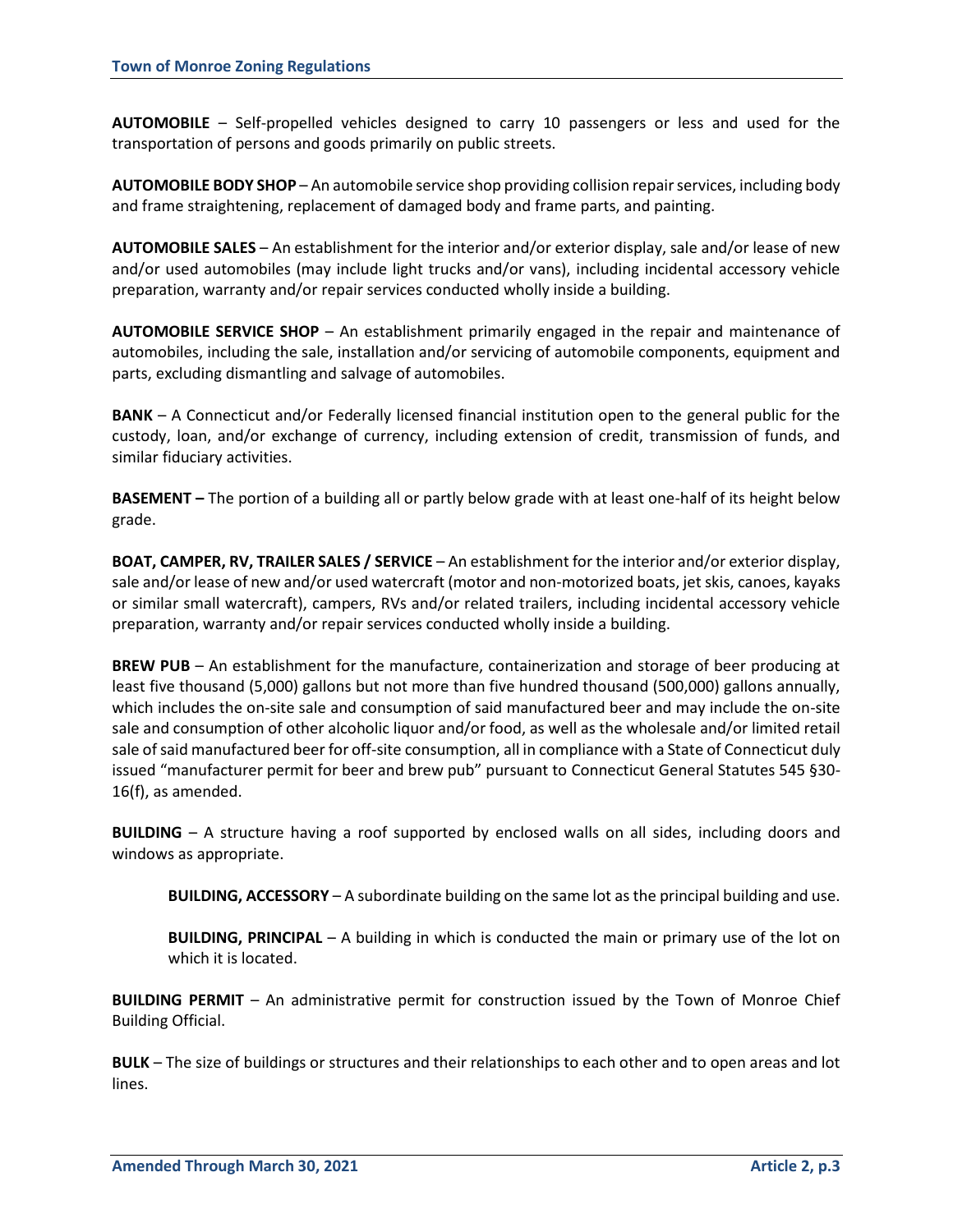**AUTOMOBILE** – Self-propelled vehicles designed to carry 10 passengers or less and used for the transportation of persons and goods primarily on public streets.

**AUTOMOBILE BODY SHOP** – An automobile service shop providing collision repair services, including body and frame straightening, replacement of damaged body and frame parts, and painting.

**AUTOMOBILE SALES** – An establishment for the interior and/or exterior display, sale and/or lease of new and/or used automobiles (may include light trucks and/or vans), including incidental accessory vehicle preparation, warranty and/or repair services conducted wholly inside a building.

**AUTOMOBILE SERVICE SHOP** – An establishment primarily engaged in the repair and maintenance of automobiles, including the sale, installation and/or servicing of automobile components, equipment and parts, excluding dismantling and salvage of automobiles.

**BANK** – A Connecticut and/or Federally licensed financial institution open to the general public for the custody, loan, and/or exchange of currency, including extension of credit, transmission of funds, and similar fiduciary activities.

**BASEMENT –** The portion of a building all or partly below grade with at least one-half of its height below grade.

**BOAT, CAMPER, RV, TRAILER SALES / SERVICE** – An establishment for the interior and/or exterior display, sale and/or lease of new and/or used watercraft (motor and non-motorized boats, jet skis, canoes, kayaks or similar small watercraft), campers, RVs and/or related trailers, including incidental accessory vehicle preparation, warranty and/or repair services conducted wholly inside a building.

**BREW PUB** – An establishment for the manufacture, containerization and storage of beer producing at least five thousand (5,000) gallons but not more than five hundred thousand (500,000) gallons annually, which includes the on-site sale and consumption of said manufactured beer and may include the on-site sale and consumption of other alcoholic liquor and/or food, as well as the wholesale and/or limited retail sale of said manufactured beer for off-site consumption, all in compliance with a State of Connecticut duly issued "manufacturer permit for beer and brew pub" pursuant to Connecticut General Statutes 545 §30-16(f), as amended.

**BUILDING** – A structure having a roof supported by enclosed walls on all sides, including doors and windows as appropriate.

> **BUILDING, ACCESSORY** – A subordinate building on the same lot as the principal building and use.
>
> **BUILDING, PRINCIPAL** – A building in which is conducted the main or primary use of the lot on which it is located.

**BUILDING PERMIT** – An administrative permit for construction issued by the Town of Monroe Chief Building Official.

**BULK** – The size of buildings or structures and their relationships to each other and to open areas and lot lines.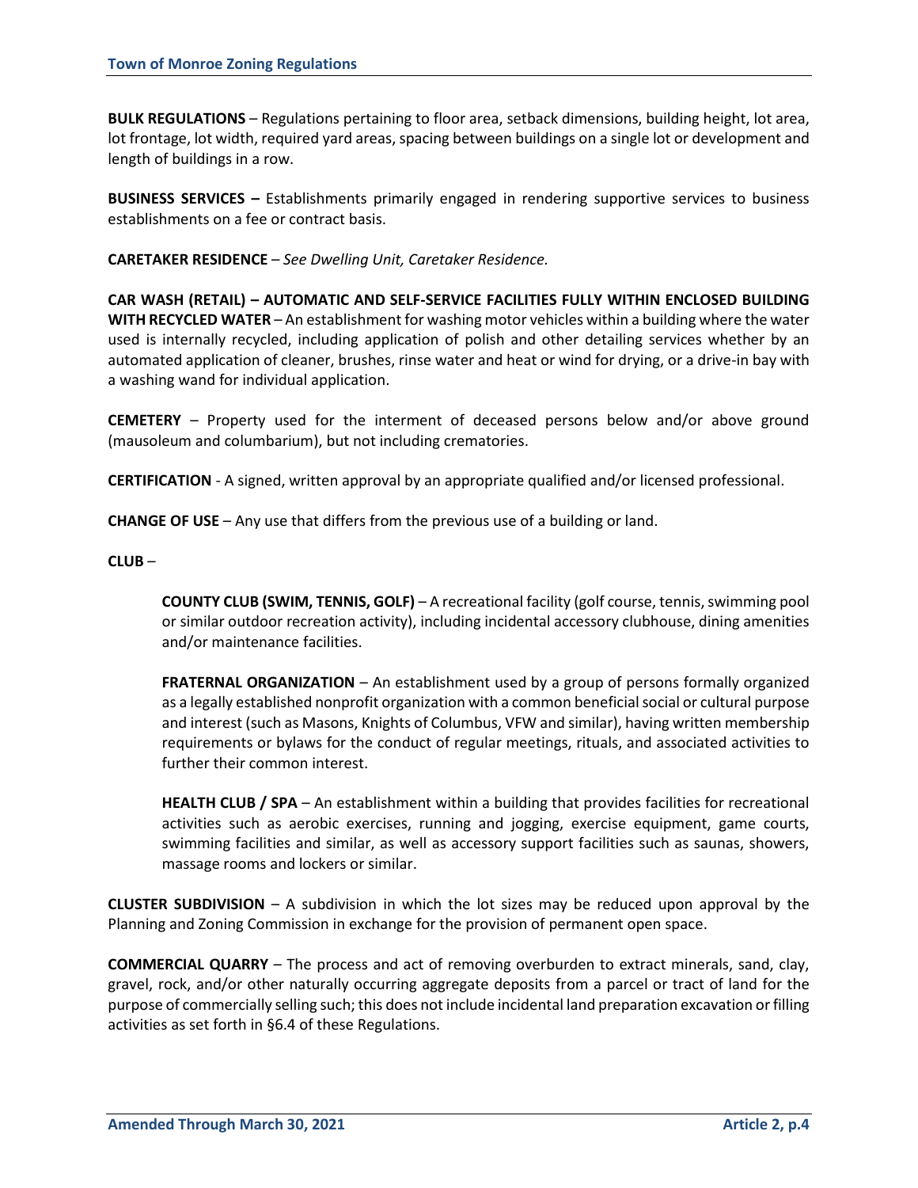**BULK REGULATIONS** – Regulations pertaining to floor area, setback dimensions, building height, lot area, lot frontage, lot width, required yard areas, spacing between buildings on a single lot or development and length of buildings in a row.

**BUSINESS SERVICES –** Establishments primarily engaged in rendering supportive services to business establishments on a fee or contract basis.

**CARETAKER RESIDENCE** – *See Dwelling Unit, Caretaker Residence.*

**CAR WASH (RETAIL) – AUTOMATIC AND SELF-SERVICE FACILITIES FULLY WITHIN ENCLOSED BUILDING WITH RECYCLED WATER** – An establishment for washing motor vehicles within a building where the water used is internally recycled, including application of polish and other detailing services whether by an automated application of cleaner, brushes, rinse water and heat or wind for drying, or a drive-in bay with a washing wand for individual application.

**CEMETERY** – Property used for the interment of deceased persons below and/or above ground (mausoleum and columbarium), but not including crematories.

**CERTIFICATION** - A signed, written approval by an appropriate qualified and/or licensed professional.

**CHANGE OF USE** – Any use that differs from the previous use of a building or land.

**CLUB** –

> **COUNTY CLUB (SWIM, TENNIS, GOLF)** – A recreational facility (golf course, tennis, swimming pool or similar outdoor recreation activity), including incidental accessory clubhouse, dining amenities and/or maintenance facilities.
>
> **FRATERNAL ORGANIZATION** – An establishment used by a group of persons formally organized as a legally established nonprofit organization with a common beneficial social or cultural purpose and interest (such as Masons, Knights of Columbus, VFW and similar), having written membership requirements or bylaws for the conduct of regular meetings, rituals, and associated activities to further their common interest.
>
> **HEALTH CLUB / SPA** – An establishment within a building that provides facilities for recreational activities such as aerobic exercises, running and jogging, exercise equipment, game courts, swimming facilities and similar, as well as accessory support facilities such as saunas, showers, massage rooms and lockers or similar.

**CLUSTER SUBDIVISION** – A subdivision in which the lot sizes may be reduced upon approval by the Planning and Zoning Commission in exchange for the provision of permanent open space.

**COMMERCIAL QUARRY** – The process and act of removing overburden to extract minerals, sand, clay, gravel, rock, and/or other naturally occurring aggregate deposits from a parcel or tract of land for the purpose of commercially selling such; this does not include incidental land preparation excavation or filling activities as set forth in §6.4 of these Regulations.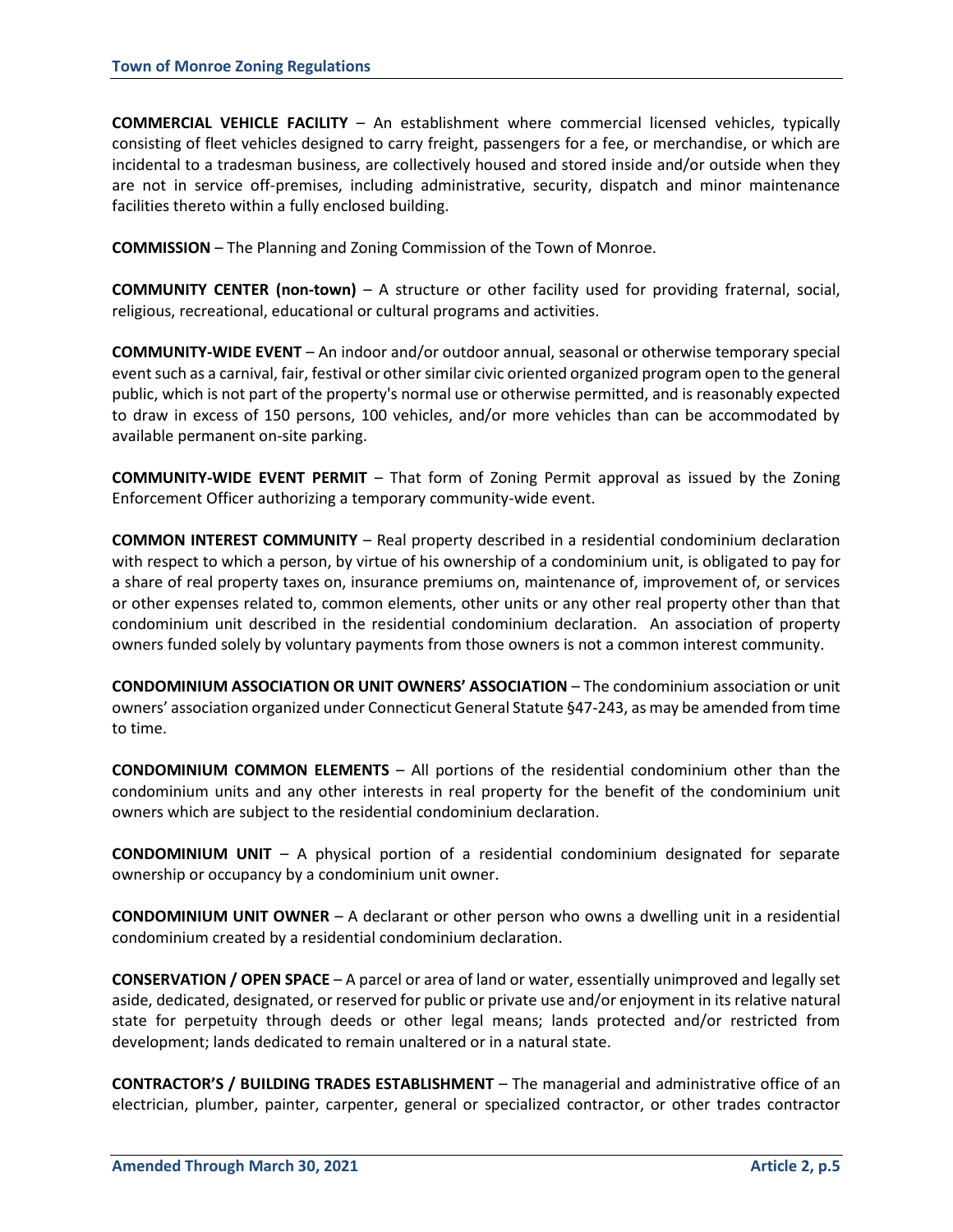**COMMERCIAL VEHICLE FACILITY** – An establishment where commercial licensed vehicles, typically consisting of fleet vehicles designed to carry freight, passengers for a fee, or merchandise, or which are incidental to a tradesman business, are collectively housed and stored inside and/or outside when they are not in service off-premises, including administrative, security, dispatch and minor maintenance facilities thereto within a fully enclosed building.

**COMMISSION** – The Planning and Zoning Commission of the Town of Monroe.

**COMMUNITY CENTER (non-town)** – A structure or other facility used for providing fraternal, social, religious, recreational, educational or cultural programs and activities.

**COMMUNITY-WIDE EVENT** – An indoor and/or outdoor annual, seasonal or otherwise temporary special event such as a carnival, fair, festival or other similar civic oriented organized program open to the general public, which is not part of the property's normal use or otherwise permitted, and is reasonably expected to draw in excess of 150 persons, 100 vehicles, and/or more vehicles than can be accommodated by available permanent on-site parking.

**COMMUNITY-WIDE EVENT PERMIT** – That form of Zoning Permit approval as issued by the Zoning Enforcement Officer authorizing a temporary community-wide event.

**COMMON INTEREST COMMUNITY** – Real property described in a residential condominium declaration with respect to which a person, by virtue of his ownership of a condominium unit, is obligated to pay for a share of real property taxes on, insurance premiums on, maintenance of, improvement of, or services or other expenses related to, common elements, other units or any other real property other than that condominium unit described in the residential condominium declaration. An association of property owners funded solely by voluntary payments from those owners is not a common interest community.

**CONDOMINIUM ASSOCIATION OR UNIT OWNERS' ASSOCIATION** – The condominium association or unit owners' association organized under Connecticut General Statute §47-243, as may be amended from time to time.

**CONDOMINIUM COMMON ELEMENTS** – All portions of the residential condominium other than the condominium units and any other interests in real property for the benefit of the condominium unit owners which are subject to the residential condominium declaration.

**CONDOMINIUM UNIT** – A physical portion of a residential condominium designated for separate ownership or occupancy by a condominium unit owner.

**CONDOMINIUM UNIT OWNER** – A declarant or other person who owns a dwelling unit in a residential condominium created by a residential condominium declaration.

**CONSERVATION / OPEN SPACE** – A parcel or area of land or water, essentially unimproved and legally set aside, dedicated, designated, or reserved for public or private use and/or enjoyment in its relative natural state for perpetuity through deeds or other legal means; lands protected and/or restricted from development; lands dedicated to remain unaltered or in a natural state.

**CONTRACTOR'S / BUILDING TRADES ESTABLISHMENT** – The managerial and administrative office of an electrician, plumber, painter, carpenter, general or specialized contractor, or other trades contractor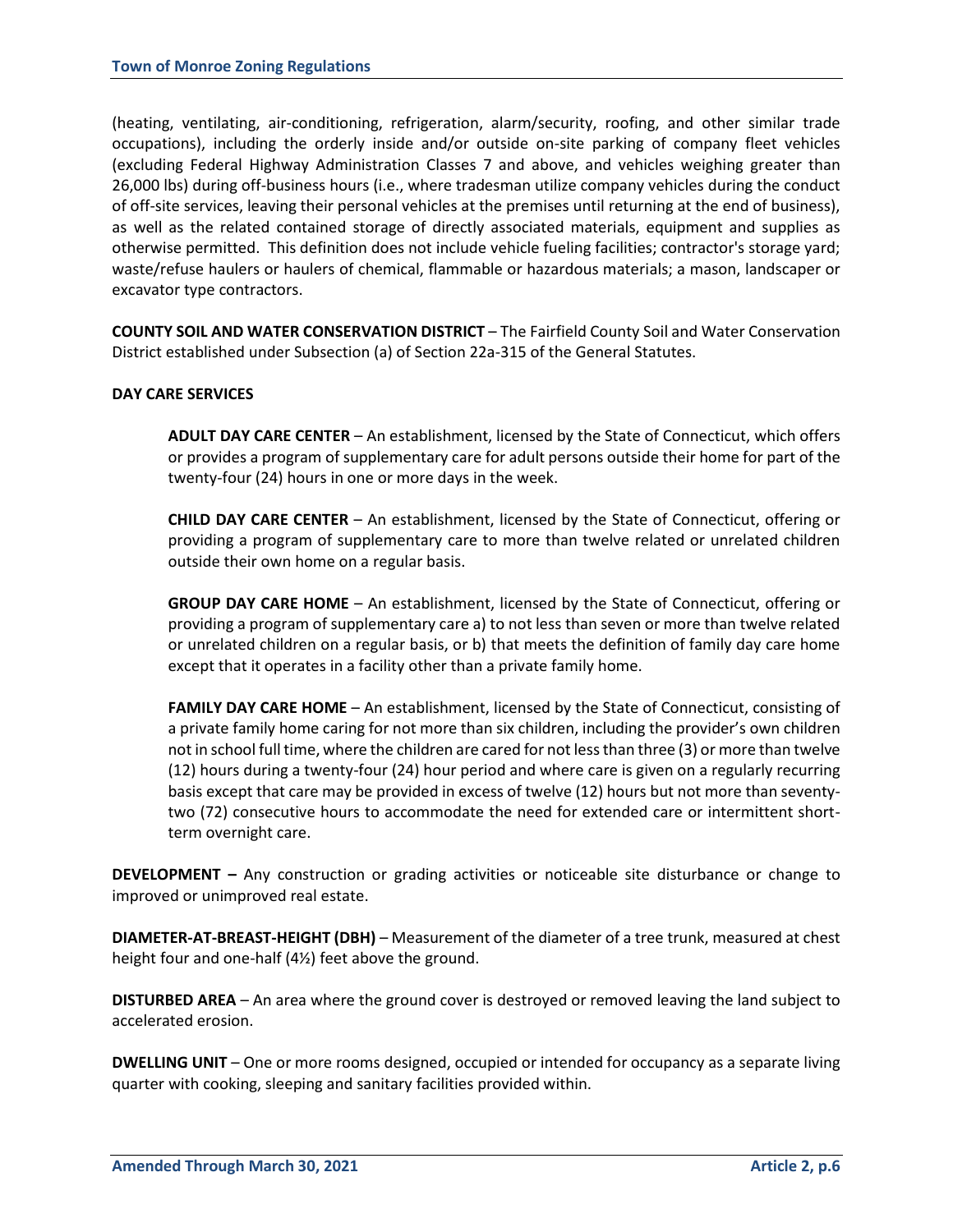(heating, ventilating, air-conditioning, refrigeration, alarm/security, roofing, and other similar trade occupations), including the orderly inside and/or outside on-site parking of company fleet vehicles (excluding Federal Highway Administration Classes 7 and above, and vehicles weighing greater than 26,000 lbs) during off-business hours (i.e., where tradesman utilize company vehicles during the conduct of off-site services, leaving their personal vehicles at the premises until returning at the end of business), as well as the related contained storage of directly associated materials, equipment and supplies as otherwise permitted. This definition does not include vehicle fueling facilities; contractor's storage yard; waste/refuse haulers or haulers of chemical, flammable or hazardous materials; a mason, landscaper or excavator type contractors.

**COUNTY SOIL AND WATER CONSERVATION DISTRICT** – The Fairfield County Soil and Water Conservation District established under Subsection (a) of Section 22a-315 of the General Statutes.

**DAY CARE SERVICES**

> **ADULT DAY CARE CENTER** – An establishment, licensed by the State of Connecticut, which offers or provides a program of supplementary care for adult persons outside their home for part of the twenty-four (24) hours in one or more days in the week.
>
> **CHILD DAY CARE CENTER** – An establishment, licensed by the State of Connecticut, offering or providing a program of supplementary care to more than twelve related or unrelated children outside their own home on a regular basis.
>
> **GROUP DAY CARE HOME** – An establishment, licensed by the State of Connecticut, offering or providing a program of supplementary care a) to not less than seven or more than twelve related or unrelated children on a regular basis, or b) that meets the definition of family day care home except that it operates in a facility other than a private family home.
>
> **FAMILY DAY CARE HOME** – An establishment, licensed by the State of Connecticut, consisting of a private family home caring for not more than six children, including the provider's own children not in school full time, where the children are cared for not less than three (3) or more than twelve (12) hours during a twenty-four (24) hour period and where care is given on a regularly recurring basis except that care may be provided in excess of twelve (12) hours but not more than seventy-two (72) consecutive hours to accommodate the need for extended care or intermittent short-term overnight care.

**DEVELOPMENT –** Any construction or grading activities or noticeable site disturbance or change to improved or unimproved real estate.

**DIAMETER-AT-BREAST-HEIGHT (DBH)** – Measurement of the diameter of a tree trunk, measured at chest height four and one-half (4½) feet above the ground.

**DISTURBED AREA** – An area where the ground cover is destroyed or removed leaving the land subject to accelerated erosion.

**DWELLING UNIT** – One or more rooms designed, occupied or intended for occupancy as a separate living quarter with cooking, sleeping and sanitary facilities provided within.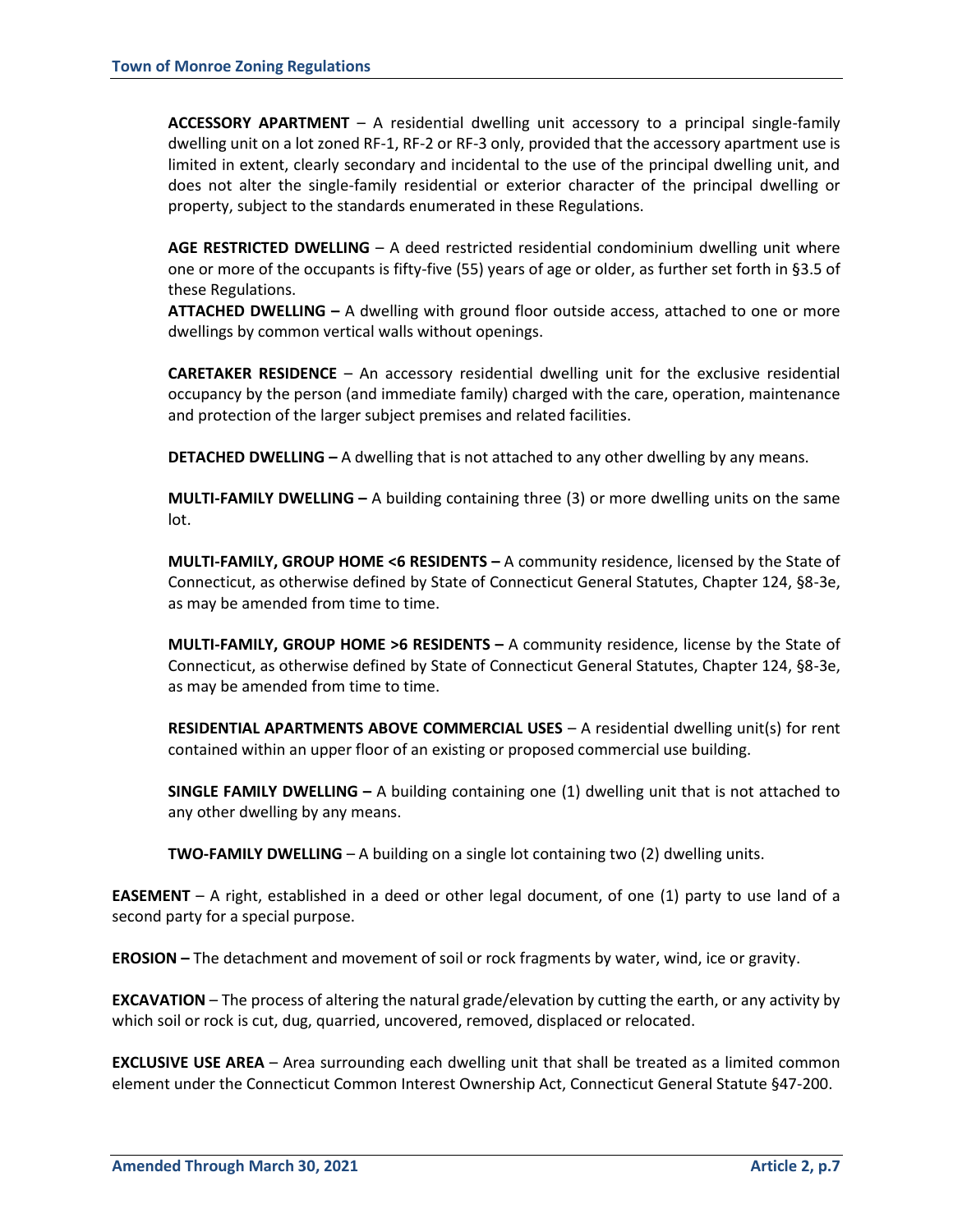**ACCESSORY APARTMENT** – A residential dwelling unit accessory to a principal single-family dwelling unit on a lot zoned RF-1, RF-2 or RF-3 only, provided that the accessory apartment use is limited in extent, clearly secondary and incidental to the use of the principal dwelling unit, and does not alter the single-family residential or exterior character of the principal dwelling or property, subject to the standards enumerated in these Regulations.

**AGE RESTRICTED DWELLING** – A deed restricted residential condominium dwelling unit where one or more of the occupants is fifty-five (55) years of age or older, as further set forth in §3.5 of these Regulations.

**ATTACHED DWELLING –** A dwelling with ground floor outside access, attached to one or more dwellings by common vertical walls without openings.

**CARETAKER RESIDENCE** – An accessory residential dwelling unit for the exclusive residential occupancy by the person (and immediate family) charged with the care, operation, maintenance and protection of the larger subject premises and related facilities.

**DETACHED DWELLING –** A dwelling that is not attached to any other dwelling by any means.

**MULTI-FAMILY DWELLING –** A building containing three (3) or more dwelling units on the same lot.

**MULTI-FAMILY, GROUP HOME <6 RESIDENTS –** A community residence, licensed by the State of Connecticut, as otherwise defined by State of Connecticut General Statutes, Chapter 124, §8-3e, as may be amended from time to time.

**MULTI-FAMILY, GROUP HOME >6 RESIDENTS –** A community residence, license by the State of Connecticut, as otherwise defined by State of Connecticut General Statutes, Chapter 124, §8-3e, as may be amended from time to time.

**RESIDENTIAL APARTMENTS ABOVE COMMERCIAL USES** – A residential dwelling unit(s) for rent contained within an upper floor of an existing or proposed commercial use building.

**SINGLE FAMILY DWELLING –** A building containing one (1) dwelling unit that is not attached to any other dwelling by any means.

**TWO-FAMILY DWELLING** – A building on a single lot containing two (2) dwelling units.

**EASEMENT** – A right, established in a deed or other legal document, of one (1) party to use land of a second party for a special purpose.

**EROSION –** The detachment and movement of soil or rock fragments by water, wind, ice or gravity.

**EXCAVATION** – The process of altering the natural grade/elevation by cutting the earth, or any activity by which soil or rock is cut, dug, quarried, uncovered, removed, displaced or relocated.

**EXCLUSIVE USE AREA** – Area surrounding each dwelling unit that shall be treated as a limited common element under the Connecticut Common Interest Ownership Act, Connecticut General Statute §47-200.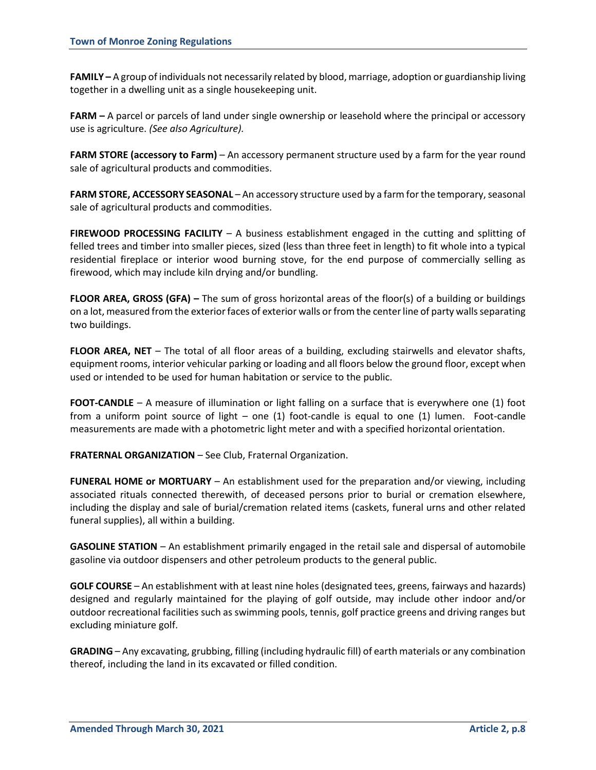**FAMILY –** A group of individuals not necessarily related by blood, marriage, adoption or guardianship living together in a dwelling unit as a single housekeeping unit.

**FARM –** A parcel or parcels of land under single ownership or leasehold where the principal or accessory use is agriculture. *(See also Agriculture).*

**FARM STORE (accessory to Farm)** – An accessory permanent structure used by a farm for the year round sale of agricultural products and commodities.

**FARM STORE, ACCESSORY SEASONAL** – An accessory structure used by a farm for the temporary, seasonal sale of agricultural products and commodities.

**FIREWOOD PROCESSING FACILITY** – A business establishment engaged in the cutting and splitting of felled trees and timber into smaller pieces, sized (less than three feet in length) to fit whole into a typical residential fireplace or interior wood burning stove, for the end purpose of commercially selling as firewood, which may include kiln drying and/or bundling.

**FLOOR AREA, GROSS (GFA) –** The sum of gross horizontal areas of the floor(s) of a building or buildings on a lot, measured from the exterior faces of exterior walls or from the center line of party walls separating two buildings.

**FLOOR AREA, NET** – The total of all floor areas of a building, excluding stairwells and elevator shafts, equipment rooms, interior vehicular parking or loading and all floors below the ground floor, except when used or intended to be used for human habitation or service to the public.

**FOOT-CANDLE** – A measure of illumination or light falling on a surface that is everywhere one (1) foot from a uniform point source of light – one (1) foot-candle is equal to one (1) lumen. Foot-candle measurements are made with a photometric light meter and with a specified horizontal orientation.

**FRATERNAL ORGANIZATION** – See Club, Fraternal Organization.

**FUNERAL HOME or MORTUARY** – An establishment used for the preparation and/or viewing, including associated rituals connected therewith, of deceased persons prior to burial or cremation elsewhere, including the display and sale of burial/cremation related items (caskets, funeral urns and other related funeral supplies), all within a building.

**GASOLINE STATION** – An establishment primarily engaged in the retail sale and dispersal of automobile gasoline via outdoor dispensers and other petroleum products to the general public.

**GOLF COURSE** – An establishment with at least nine holes (designated tees, greens, fairways and hazards) designed and regularly maintained for the playing of golf outside, may include other indoor and/or outdoor recreational facilities such as swimming pools, tennis, golf practice greens and driving ranges but excluding miniature golf.

**GRADING** – Any excavating, grubbing, filling (including hydraulic fill) of earth materials or any combination thereof, including the land in its excavated or filled condition.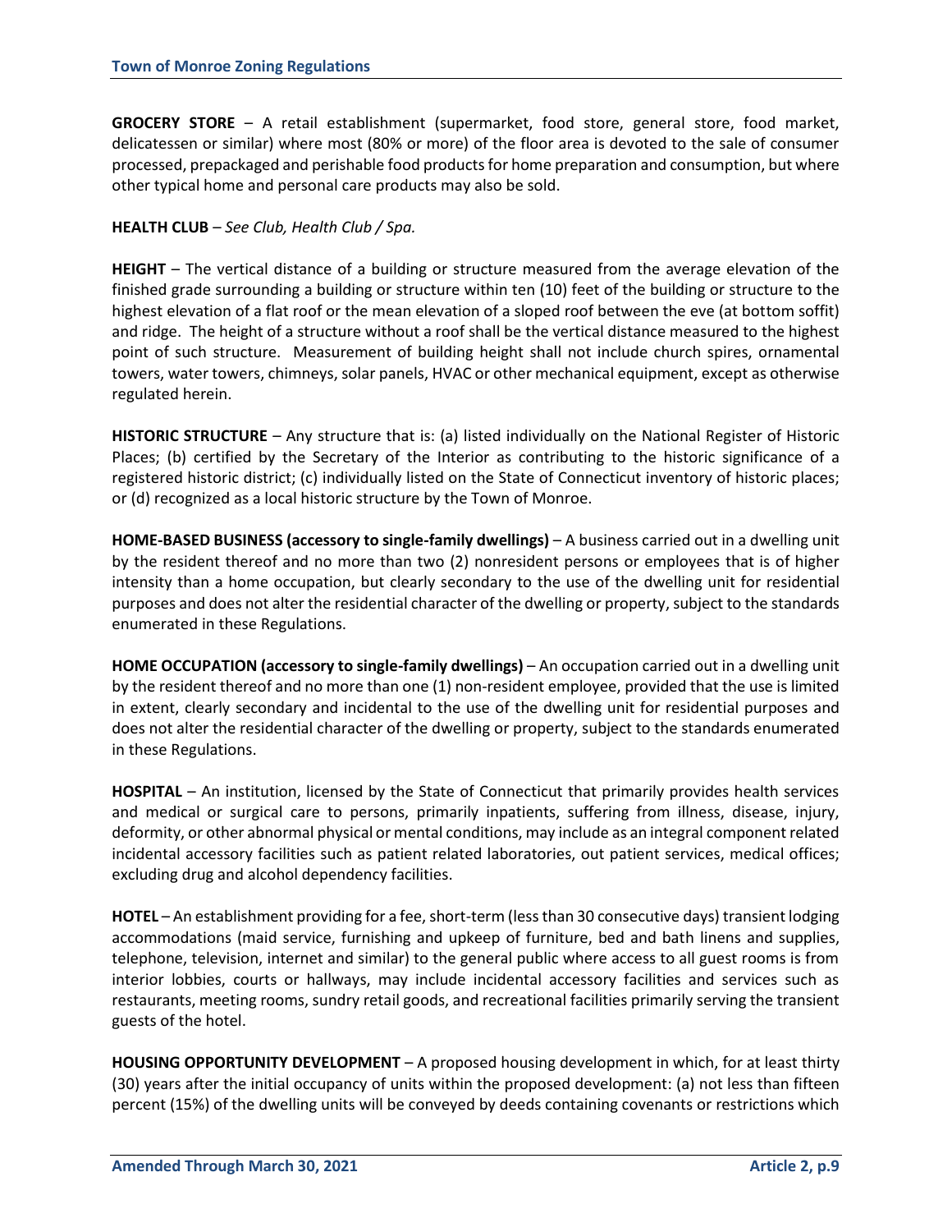**GROCERY STORE** – A retail establishment (supermarket, food store, general store, food market, delicatessen or similar) where most (80% or more) of the floor area is devoted to the sale of consumer processed, prepackaged and perishable food products for home preparation and consumption, but where other typical home and personal care products may also be sold.

**HEALTH CLUB** – *See Club, Health Club / Spa.*

**HEIGHT** – The vertical distance of a building or structure measured from the average elevation of the finished grade surrounding a building or structure within ten (10) feet of the building or structure to the highest elevation of a flat roof or the mean elevation of a sloped roof between the eve (at bottom soffit) and ridge. The height of a structure without a roof shall be the vertical distance measured to the highest point of such structure. Measurement of building height shall not include church spires, ornamental towers, water towers, chimneys, solar panels, HVAC or other mechanical equipment, except as otherwise regulated herein.

**HISTORIC STRUCTURE** – Any structure that is: (a) listed individually on the National Register of Historic Places; (b) certified by the Secretary of the Interior as contributing to the historic significance of a registered historic district; (c) individually listed on the State of Connecticut inventory of historic places; or (d) recognized as a local historic structure by the Town of Monroe.

**HOME-BASED BUSINESS (accessory to single-family dwellings)** – A business carried out in a dwelling unit by the resident thereof and no more than two (2) nonresident persons or employees that is of higher intensity than a home occupation, but clearly secondary to the use of the dwelling unit for residential purposes and does not alter the residential character of the dwelling or property, subject to the standards enumerated in these Regulations.

**HOME OCCUPATION (accessory to single-family dwellings)** – An occupation carried out in a dwelling unit by the resident thereof and no more than one (1) non-resident employee, provided that the use is limited in extent, clearly secondary and incidental to the use of the dwelling unit for residential purposes and does not alter the residential character of the dwelling or property, subject to the standards enumerated in these Regulations.

**HOSPITAL** – An institution, licensed by the State of Connecticut that primarily provides health services and medical or surgical care to persons, primarily inpatients, suffering from illness, disease, injury, deformity, or other abnormal physical or mental conditions, may include as an integral component related incidental accessory facilities such as patient related laboratories, out patient services, medical offices; excluding drug and alcohol dependency facilities.

**HOTEL** – An establishment providing for a fee, short-term (less than 30 consecutive days) transient lodging accommodations (maid service, furnishing and upkeep of furniture, bed and bath linens and supplies, telephone, television, internet and similar) to the general public where access to all guest rooms is from interior lobbies, courts or hallways, may include incidental accessory facilities and services such as restaurants, meeting rooms, sundry retail goods, and recreational facilities primarily serving the transient guests of the hotel.

**HOUSING OPPORTUNITY DEVELOPMENT** – A proposed housing development in which, for at least thirty (30) years after the initial occupancy of units within the proposed development: (a) not less than fifteen percent (15%) of the dwelling units will be conveyed by deeds containing covenants or restrictions which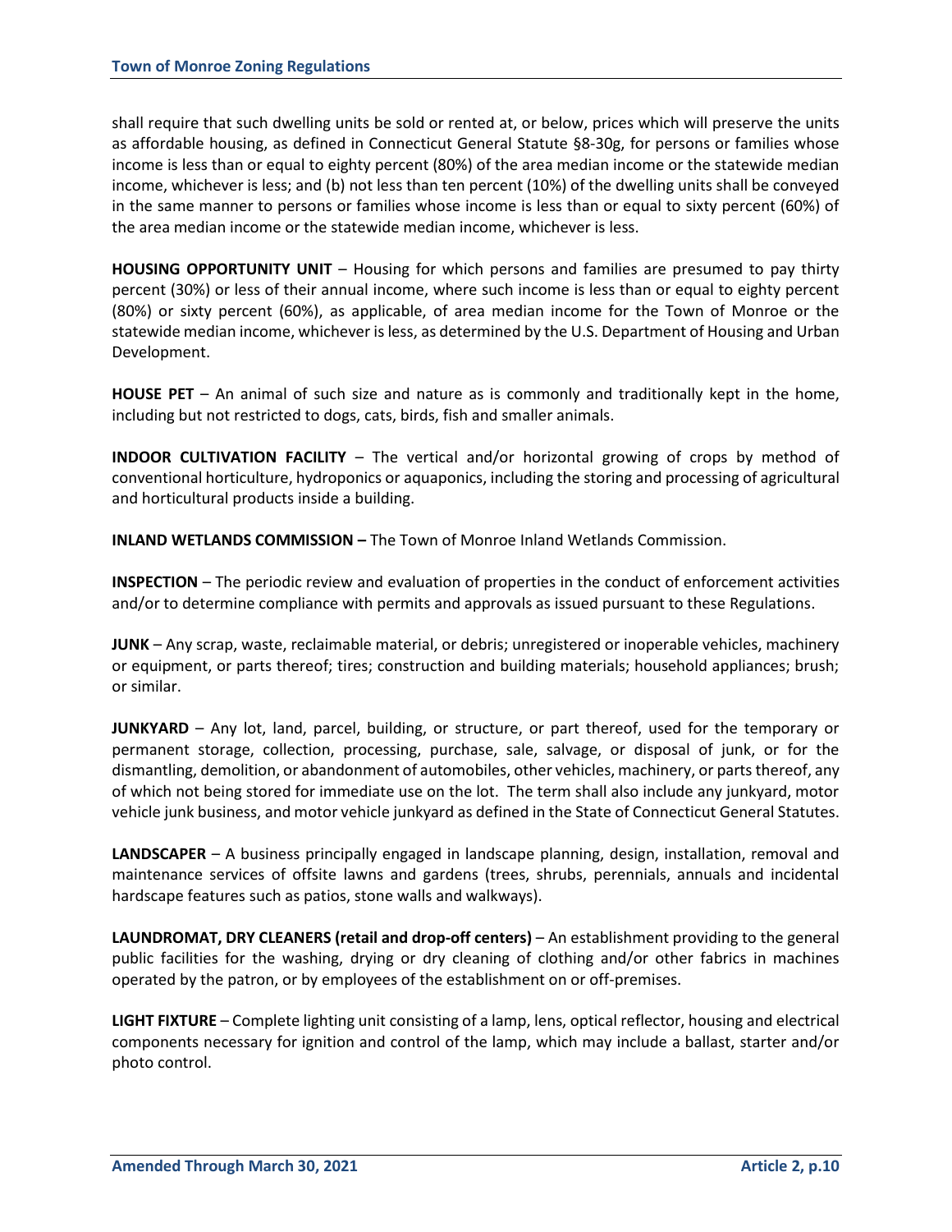shall require that such dwelling units be sold or rented at, or below, prices which will preserve the units as affordable housing, as defined in Connecticut General Statute §8-30g, for persons or families whose income is less than or equal to eighty percent (80%) of the area median income or the statewide median income, whichever is less; and (b) not less than ten percent (10%) of the dwelling units shall be conveyed in the same manner to persons or families whose income is less than or equal to sixty percent (60%) of the area median income or the statewide median income, whichever is less.

**HOUSING OPPORTUNITY UNIT** – Housing for which persons and families are presumed to pay thirty percent (30%) or less of their annual income, where such income is less than or equal to eighty percent (80%) or sixty percent (60%), as applicable, of area median income for the Town of Monroe or the statewide median income, whichever is less, as determined by the U.S. Department of Housing and Urban Development.

**HOUSE PET** – An animal of such size and nature as is commonly and traditionally kept in the home, including but not restricted to dogs, cats, birds, fish and smaller animals.

**INDOOR CULTIVATION FACILITY** – The vertical and/or horizontal growing of crops by method of conventional horticulture, hydroponics or aquaponics, including the storing and processing of agricultural and horticultural products inside a building.

**INLAND WETLANDS COMMISSION –** The Town of Monroe Inland Wetlands Commission.

**INSPECTION** – The periodic review and evaluation of properties in the conduct of enforcement activities and/or to determine compliance with permits and approvals as issued pursuant to these Regulations.

**JUNK** – Any scrap, waste, reclaimable material, or debris; unregistered or inoperable vehicles, machinery or equipment, or parts thereof; tires; construction and building materials; household appliances; brush; or similar.

**JUNKYARD** – Any lot, land, parcel, building, or structure, or part thereof, used for the temporary or permanent storage, collection, processing, purchase, sale, salvage, or disposal of junk, or for the dismantling, demolition, or abandonment of automobiles, other vehicles, machinery, or parts thereof, any of which not being stored for immediate use on the lot. The term shall also include any junkyard, motor vehicle junk business, and motor vehicle junkyard as defined in the State of Connecticut General Statutes.

**LANDSCAPER** – A business principally engaged in landscape planning, design, installation, removal and maintenance services of offsite lawns and gardens (trees, shrubs, perennials, annuals and incidental hardscape features such as patios, stone walls and walkways).

**LAUNDROMAT, DRY CLEANERS (retail and drop-off centers)** – An establishment providing to the general public facilities for the washing, drying or dry cleaning of clothing and/or other fabrics in machines operated by the patron, or by employees of the establishment on or off-premises.

**LIGHT FIXTURE** – Complete lighting unit consisting of a lamp, lens, optical reflector, housing and electrical components necessary for ignition and control of the lamp, which may include a ballast, starter and/or photo control.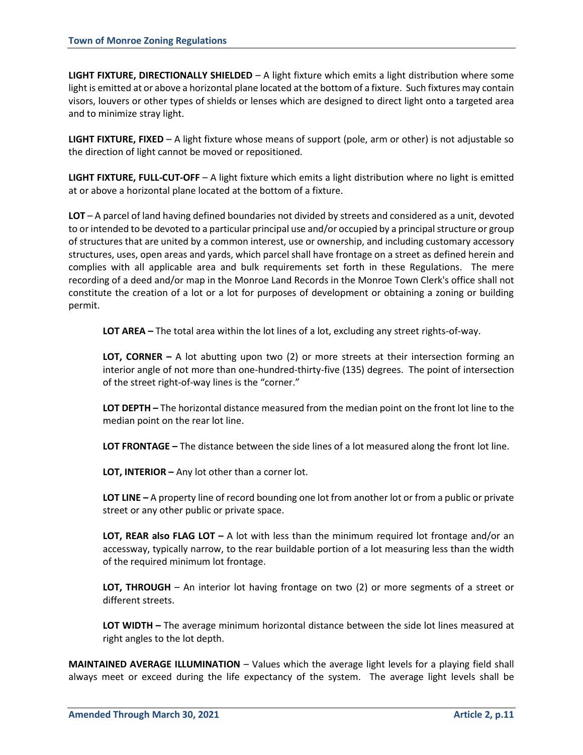**LIGHT FIXTURE, DIRECTIONALLY SHIELDED** – A light fixture which emits a light distribution where some light is emitted at or above a horizontal plane located at the bottom of a fixture. Such fixtures may contain visors, louvers or other types of shields or lenses which are designed to direct light onto a targeted area and to minimize stray light.

**LIGHT FIXTURE, FIXED** – A light fixture whose means of support (pole, arm or other) is not adjustable so the direction of light cannot be moved or repositioned.

**LIGHT FIXTURE, FULL-CUT-OFF** – A light fixture which emits a light distribution where no light is emitted at or above a horizontal plane located at the bottom of a fixture.

**LOT** – A parcel of land having defined boundaries not divided by streets and considered as a unit, devoted to or intended to be devoted to a particular principal use and/or occupied by a principal structure or group of structures that are united by a common interest, use or ownership, and including customary accessory structures, uses, open areas and yards, which parcel shall have frontage on a street as defined herein and complies with all applicable area and bulk requirements set forth in these Regulations. The mere recording of a deed and/or map in the Monroe Land Records in the Monroe Town Clerk's office shall not constitute the creation of a lot or a lot for purposes of development or obtaining a zoning or building permit.

> **LOT AREA –** The total area within the lot lines of a lot, excluding any street rights-of-way.
>
> **LOT, CORNER –** A lot abutting upon two (2) or more streets at their intersection forming an interior angle of not more than one-hundred-thirty-five (135) degrees. The point of intersection of the street right-of-way lines is the "corner."
>
> **LOT DEPTH –** The horizontal distance measured from the median point on the front lot line to the median point on the rear lot line.
>
> **LOT FRONTAGE –** The distance between the side lines of a lot measured along the front lot line.
>
> **LOT, INTERIOR –** Any lot other than a corner lot.
>
> **LOT LINE –** A property line of record bounding one lot from another lot or from a public or private street or any other public or private space.
>
> **LOT, REAR also FLAG LOT –** A lot with less than the minimum required lot frontage and/or an accessway, typically narrow, to the rear buildable portion of a lot measuring less than the width of the required minimum lot frontage.
>
> **LOT, THROUGH** – An interior lot having frontage on two (2) or more segments of a street or different streets.
>
> **LOT WIDTH –** The average minimum horizontal distance between the side lot lines measured at right angles to the lot depth.

**MAINTAINED AVERAGE ILLUMINATION** – Values which the average light levels for a playing field shall always meet or exceed during the life expectancy of the system. The average light levels shall be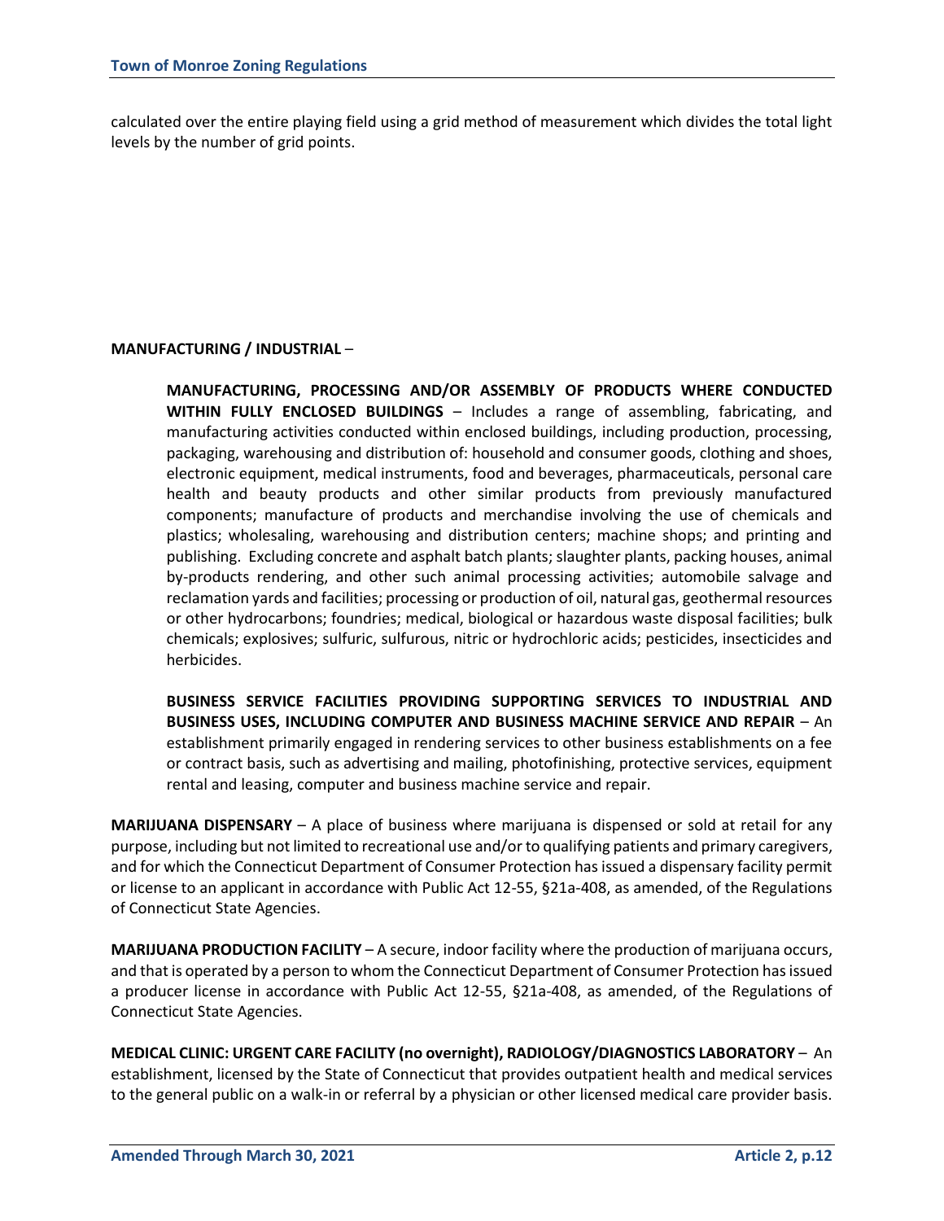calculated over the entire playing field using a grid method of measurement which divides the total light levels by the number of grid points.

**MANUFACTURING / INDUSTRIAL** –

> **MANUFACTURING, PROCESSING AND/OR ASSEMBLY OF PRODUCTS WHERE CONDUCTED WITHIN FULLY ENCLOSED BUILDINGS** – Includes a range of assembling, fabricating, and manufacturing activities conducted within enclosed buildings, including production, processing, packaging, warehousing and distribution of: household and consumer goods, clothing and shoes, electronic equipment, medical instruments, food and beverages, pharmaceuticals, personal care health and beauty products and other similar products from previously manufactured components; manufacture of products and merchandise involving the use of chemicals and plastics; wholesaling, warehousing and distribution centers; machine shops; and printing and publishing. Excluding concrete and asphalt batch plants; slaughter plants, packing houses, animal by-products rendering, and other such animal processing activities; automobile salvage and reclamation yards and facilities; processing or production of oil, natural gas, geothermal resources or other hydrocarbons; foundries; medical, biological or hazardous waste disposal facilities; bulk chemicals; explosives; sulfuric, sulfurous, nitric or hydrochloric acids; pesticides, insecticides and herbicides.
>
> **BUSINESS SERVICE FACILITIES PROVIDING SUPPORTING SERVICES TO INDUSTRIAL AND BUSINESS USES, INCLUDING COMPUTER AND BUSINESS MACHINE SERVICE AND REPAIR** – An establishment primarily engaged in rendering services to other business establishments on a fee or contract basis, such as advertising and mailing, photofinishing, protective services, equipment rental and leasing, computer and business machine service and repair.

**MARIJUANA DISPENSARY** – A place of business where marijuana is dispensed or sold at retail for any purpose, including but not limited to recreational use and/or to qualifying patients and primary caregivers, and for which the Connecticut Department of Consumer Protection has issued a dispensary facility permit or license to an applicant in accordance with Public Act 12-55, §21a-408, as amended, of the Regulations of Connecticut State Agencies.

**MARIJUANA PRODUCTION FACILITY** – A secure, indoor facility where the production of marijuana occurs, and that is operated by a person to whom the Connecticut Department of Consumer Protection has issued a producer license in accordance with Public Act 12-55, §21a-408, as amended, of the Regulations of Connecticut State Agencies.

**MEDICAL CLINIC: URGENT CARE FACILITY (no overnight), RADIOLOGY/DIAGNOSTICS LABORATORY** – An establishment, licensed by the State of Connecticut that provides outpatient health and medical services to the general public on a walk-in or referral by a physician or other licensed medical care provider basis.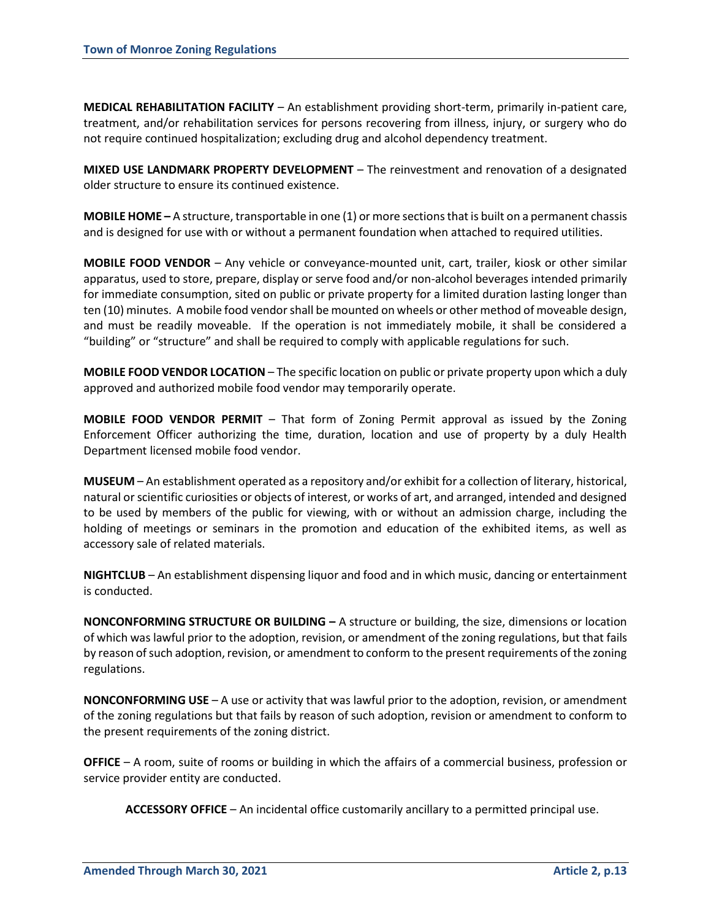**MEDICAL REHABILITATION FACILITY** – An establishment providing short-term, primarily in-patient care, treatment, and/or rehabilitation services for persons recovering from illness, injury, or surgery who do not require continued hospitalization; excluding drug and alcohol dependency treatment.

**MIXED USE LANDMARK PROPERTY DEVELOPMENT** – The reinvestment and renovation of a designated older structure to ensure its continued existence.

**MOBILE HOME –** A structure, transportable in one (1) or more sections that is built on a permanent chassis and is designed for use with or without a permanent foundation when attached to required utilities.

**MOBILE FOOD VENDOR** – Any vehicle or conveyance-mounted unit, cart, trailer, kiosk or other similar apparatus, used to store, prepare, display or serve food and/or non-alcohol beverages intended primarily for immediate consumption, sited on public or private property for a limited duration lasting longer than ten (10) minutes. A mobile food vendor shall be mounted on wheels or other method of moveable design, and must be readily moveable. If the operation is not immediately mobile, it shall be considered a "building" or "structure" and shall be required to comply with applicable regulations for such.

**MOBILE FOOD VENDOR LOCATION** – The specific location on public or private property upon which a duly approved and authorized mobile food vendor may temporarily operate.

**MOBILE FOOD VENDOR PERMIT** – That form of Zoning Permit approval as issued by the Zoning Enforcement Officer authorizing the time, duration, location and use of property by a duly Health Department licensed mobile food vendor.

**MUSEUM** – An establishment operated as a repository and/or exhibit for a collection of literary, historical, natural or scientific curiosities or objects of interest, or works of art, and arranged, intended and designed to be used by members of the public for viewing, with or without an admission charge, including the holding of meetings or seminars in the promotion and education of the exhibited items, as well as accessory sale of related materials.

**NIGHTCLUB** – An establishment dispensing liquor and food and in which music, dancing or entertainment is conducted.

**NONCONFORMING STRUCTURE OR BUILDING –** A structure or building, the size, dimensions or location of which was lawful prior to the adoption, revision, or amendment of the zoning regulations, but that fails by reason of such adoption, revision, or amendment to conform to the present requirements of the zoning regulations.

**NONCONFORMING USE** – A use or activity that was lawful prior to the adoption, revision, or amendment of the zoning regulations but that fails by reason of such adoption, revision or amendment to conform to the present requirements of the zoning district.

**OFFICE** – A room, suite of rooms or building in which the affairs of a commercial business, profession or service provider entity are conducted.

**ACCESSORY OFFICE** – An incidental office customarily ancillary to a permitted principal use.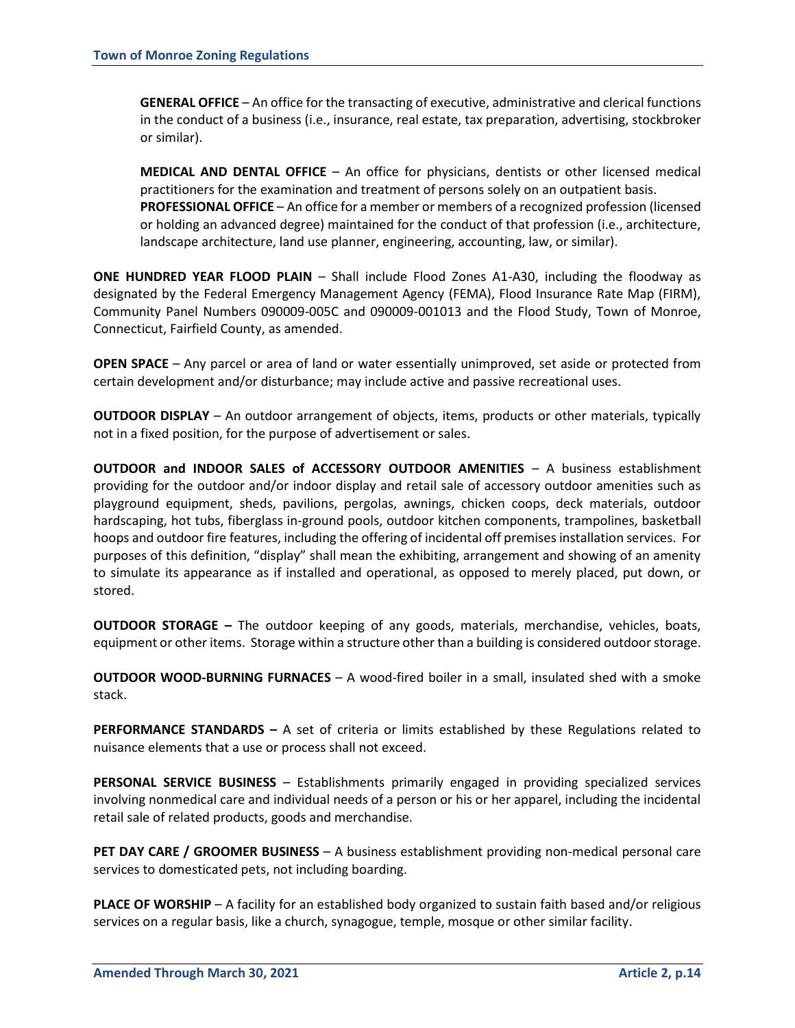**GENERAL OFFICE** – An office for the transacting of executive, administrative and clerical functions in the conduct of a business (i.e., insurance, real estate, tax preparation, advertising, stockbroker or similar).

**MEDICAL AND DENTAL OFFICE** – An office for physicians, dentists or other licensed medical practitioners for the examination and treatment of persons solely on an outpatient basis.

**PROFESSIONAL OFFICE** – An office for a member or members of a recognized profession (licensed or holding an advanced degree) maintained for the conduct of that profession (i.e., architecture, landscape architecture, land use planner, engineering, accounting, law, or similar).

**ONE HUNDRED YEAR FLOOD PLAIN** – Shall include Flood Zones A1-A30, including the floodway as designated by the Federal Emergency Management Agency (FEMA), Flood Insurance Rate Map (FIRM), Community Panel Numbers 090009-005C and 090009-001013 and the Flood Study, Town of Monroe, Connecticut, Fairfield County, as amended.

**OPEN SPACE** – Any parcel or area of land or water essentially unimproved, set aside or protected from certain development and/or disturbance; may include active and passive recreational uses.

**OUTDOOR DISPLAY** – An outdoor arrangement of objects, items, products or other materials, typically not in a fixed position, for the purpose of advertisement or sales.

**OUTDOOR and INDOOR SALES of ACCESSORY OUTDOOR AMENITIES** – A business establishment providing for the outdoor and/or indoor display and retail sale of accessory outdoor amenities such as playground equipment, sheds, pavilions, pergolas, awnings, chicken coops, deck materials, outdoor hardscaping, hot tubs, fiberglass in-ground pools, outdoor kitchen components, trampolines, basketball hoops and outdoor fire features, including the offering of incidental off premises installation services. For purposes of this definition, "display" shall mean the exhibiting, arrangement and showing of an amenity to simulate its appearance as if installed and operational, as opposed to merely placed, put down, or stored.

**OUTDOOR STORAGE –** The outdoor keeping of any goods, materials, merchandise, vehicles, boats, equipment or other items. Storage within a structure other than a building is considered outdoor storage.

**OUTDOOR WOOD-BURNING FURNACES** – A wood-fired boiler in a small, insulated shed with a smoke stack.

**PERFORMANCE STANDARDS –** A set of criteria or limits established by these Regulations related to nuisance elements that a use or process shall not exceed.

**PERSONAL SERVICE BUSINESS** – Establishments primarily engaged in providing specialized services involving nonmedical care and individual needs of a person or his or her apparel, including the incidental retail sale of related products, goods and merchandise.

**PET DAY CARE / GROOMER BUSINESS** – A business establishment providing non-medical personal care services to domesticated pets, not including boarding.

**PLACE OF WORSHIP** – A facility for an established body organized to sustain faith based and/or religious services on a regular basis, like a church, synagogue, temple, mosque or other similar facility.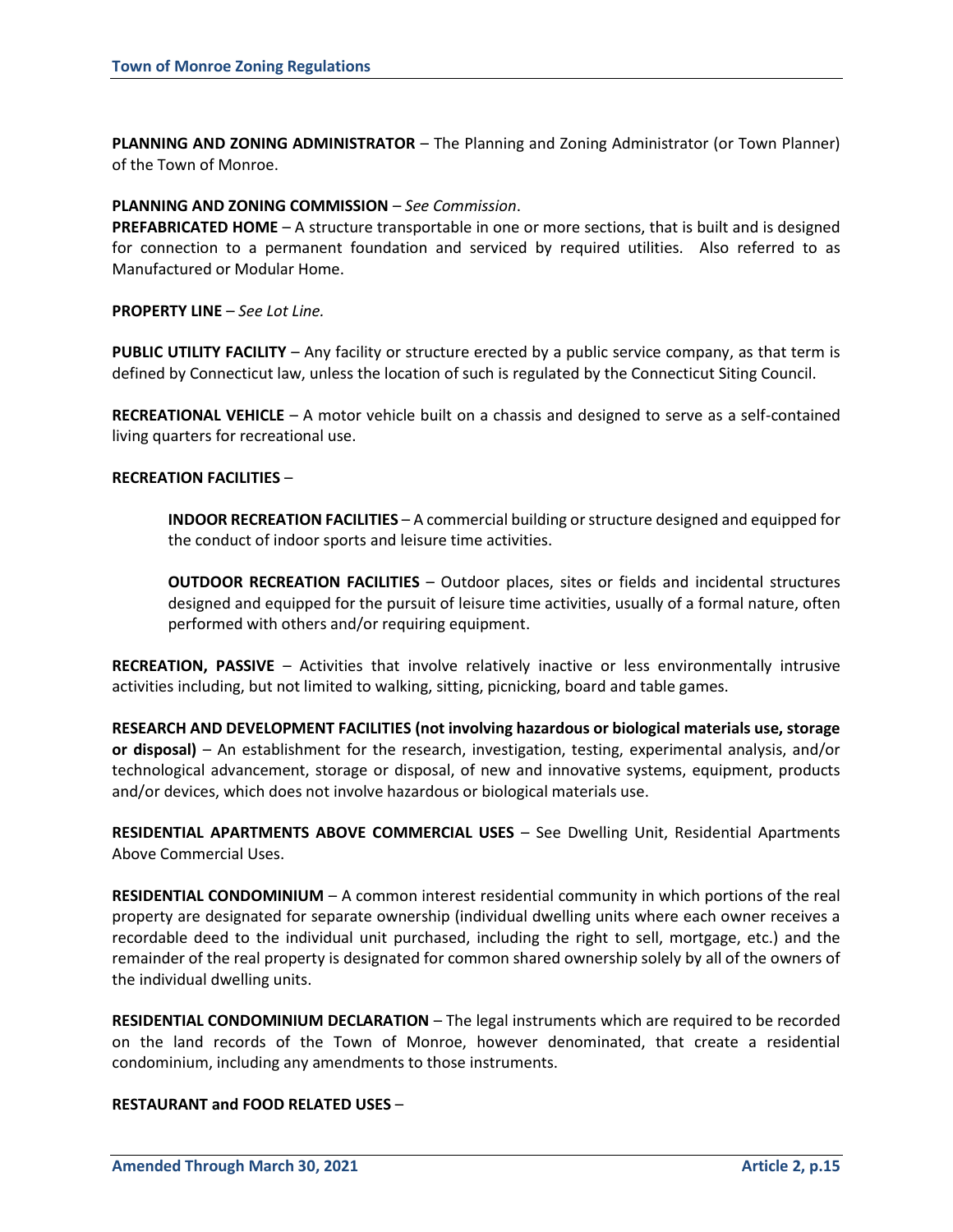**PLANNING AND ZONING ADMINISTRATOR** – The Planning and Zoning Administrator (or Town Planner) of the Town of Monroe.

**PLANNING AND ZONING COMMISSION** – *See Commission*.

**PREFABRICATED HOME** – A structure transportable in one or more sections, that is built and is designed for connection to a permanent foundation and serviced by required utilities. Also referred to as Manufactured or Modular Home.

**PROPERTY LINE** – *See Lot Line.*

**PUBLIC UTILITY FACILITY** – Any facility or structure erected by a public service company, as that term is defined by Connecticut law, unless the location of such is regulated by the Connecticut Siting Council.

**RECREATIONAL VEHICLE** – A motor vehicle built on a chassis and designed to serve as a self-contained living quarters for recreational use.

**RECREATION FACILITIES** –

> **INDOOR RECREATION FACILITIES** – A commercial building or structure designed and equipped for the conduct of indoor sports and leisure time activities.
>
> **OUTDOOR RECREATION FACILITIES** – Outdoor places, sites or fields and incidental structures designed and equipped for the pursuit of leisure time activities, usually of a formal nature, often performed with others and/or requiring equipment.

**RECREATION, PASSIVE** – Activities that involve relatively inactive or less environmentally intrusive activities including, but not limited to walking, sitting, picnicking, board and table games.

**RESEARCH AND DEVELOPMENT FACILITIES (not involving hazardous or biological materials use, storage or disposal)** – An establishment for the research, investigation, testing, experimental analysis, and/or technological advancement, storage or disposal, of new and innovative systems, equipment, products and/or devices, which does not involve hazardous or biological materials use.

**RESIDENTIAL APARTMENTS ABOVE COMMERCIAL USES** – See Dwelling Unit, Residential Apartments Above Commercial Uses.

**RESIDENTIAL CONDOMINIUM** – A common interest residential community in which portions of the real property are designated for separate ownership (individual dwelling units where each owner receives a recordable deed to the individual unit purchased, including the right to sell, mortgage, etc.) and the remainder of the real property is designated for common shared ownership solely by all of the owners of the individual dwelling units.

**RESIDENTIAL CONDOMINIUM DECLARATION** – The legal instruments which are required to be recorded on the land records of the Town of Monroe, however denominated, that create a residential condominium, including any amendments to those instruments.

**RESTAURANT and FOOD RELATED USES** –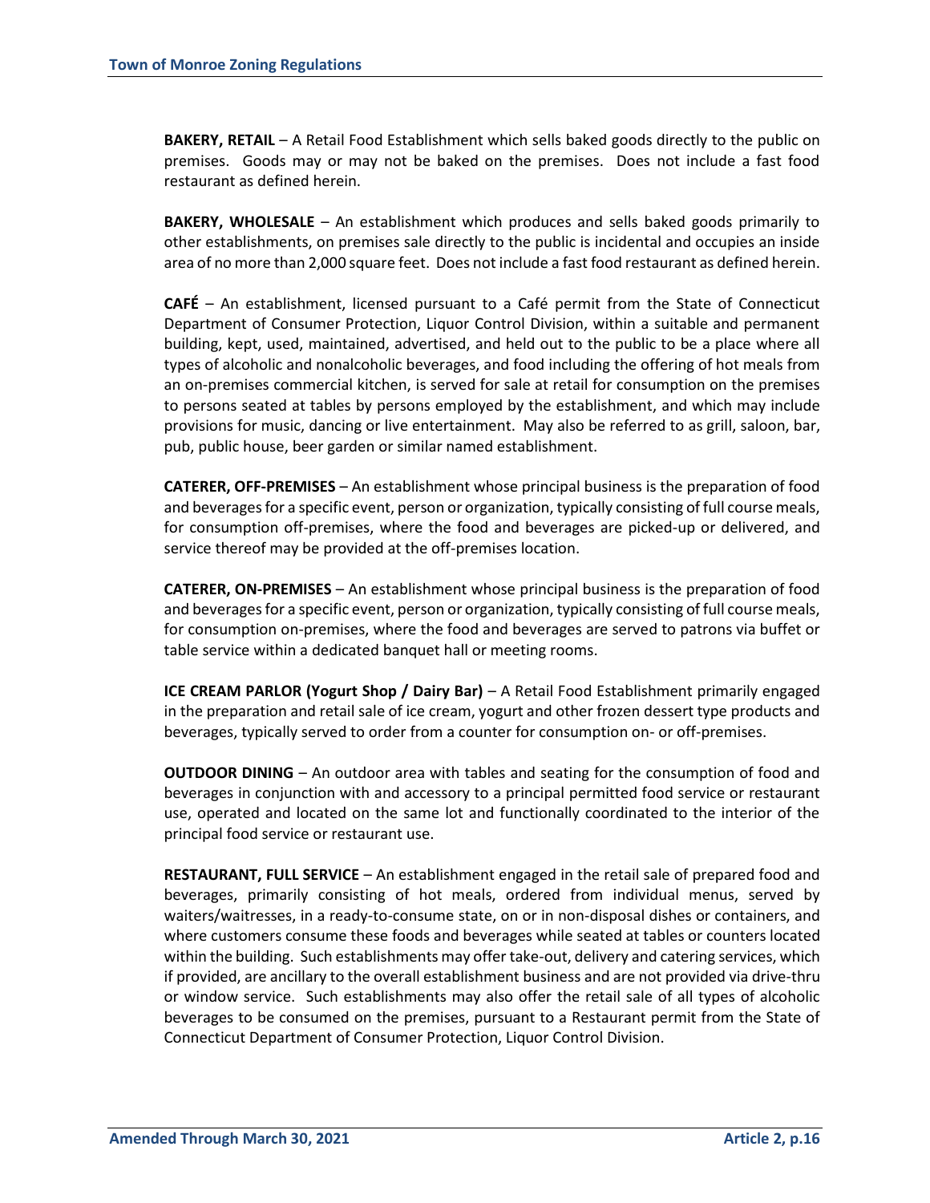**BAKERY, RETAIL** – A Retail Food Establishment which sells baked goods directly to the public on premises. Goods may or may not be baked on the premises. Does not include a fast food restaurant as defined herein.

**BAKERY, WHOLESALE** – An establishment which produces and sells baked goods primarily to other establishments, on premises sale directly to the public is incidental and occupies an inside area of no more than 2,000 square feet. Does not include a fast food restaurant as defined herein.

**CAFÉ** – An establishment, licensed pursuant to a Café permit from the State of Connecticut Department of Consumer Protection, Liquor Control Division, within a suitable and permanent building, kept, used, maintained, advertised, and held out to the public to be a place where all types of alcoholic and nonalcoholic beverages, and food including the offering of hot meals from an on-premises commercial kitchen, is served for sale at retail for consumption on the premises to persons seated at tables by persons employed by the establishment, and which may include provisions for music, dancing or live entertainment. May also be referred to as grill, saloon, bar, pub, public house, beer garden or similar named establishment.

**CATERER, OFF-PREMISES** – An establishment whose principal business is the preparation of food and beverages for a specific event, person or organization, typically consisting of full course meals, for consumption off-premises, where the food and beverages are picked-up or delivered, and service thereof may be provided at the off-premises location.

**CATERER, ON-PREMISES** – An establishment whose principal business is the preparation of food and beverages for a specific event, person or organization, typically consisting of full course meals, for consumption on-premises, where the food and beverages are served to patrons via buffet or table service within a dedicated banquet hall or meeting rooms.

**ICE CREAM PARLOR (Yogurt Shop / Dairy Bar)** – A Retail Food Establishment primarily engaged in the preparation and retail sale of ice cream, yogurt and other frozen dessert type products and beverages, typically served to order from a counter for consumption on- or off-premises.

**OUTDOOR DINING** – An outdoor area with tables and seating for the consumption of food and beverages in conjunction with and accessory to a principal permitted food service or restaurant use, operated and located on the same lot and functionally coordinated to the interior of the principal food service or restaurant use.

**RESTAURANT, FULL SERVICE** – An establishment engaged in the retail sale of prepared food and beverages, primarily consisting of hot meals, ordered from individual menus, served by waiters/waitresses, in a ready-to-consume state, on or in non-disposal dishes or containers, and where customers consume these foods and beverages while seated at tables or counters located within the building. Such establishments may offer take-out, delivery and catering services, which if provided, are ancillary to the overall establishment business and are not provided via drive-thru or window service. Such establishments may also offer the retail sale of all types of alcoholic beverages to be consumed on the premises, pursuant to a Restaurant permit from the State of Connecticut Department of Consumer Protection, Liquor Control Division.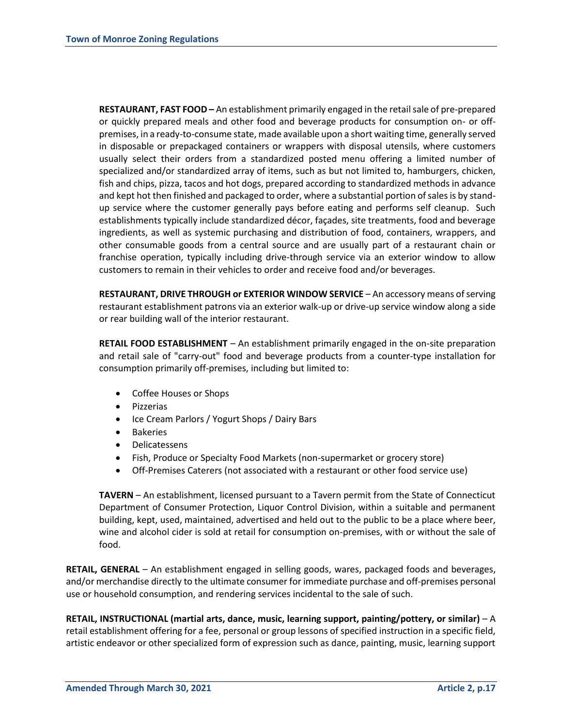**RESTAURANT, FAST FOOD –** An establishment primarily engaged in the retail sale of pre-prepared or quickly prepared meals and other food and beverage products for consumption on- or off-premises, in a ready-to-consume state, made available upon a short waiting time, generally served in disposable or prepackaged containers or wrappers with disposal utensils, where customers usually select their orders from a standardized posted menu offering a limited number of specialized and/or standardized array of items, such as but not limited to, hamburgers, chicken, fish and chips, pizza, tacos and hot dogs, prepared according to standardized methods in advance and kept hot then finished and packaged to order, where a substantial portion of sales is by stand-up service where the customer generally pays before eating and performs self cleanup. Such establishments typically include standardized décor, façades, site treatments, food and beverage ingredients, as well as systemic purchasing and distribution of food, containers, wrappers, and other consumable goods from a central source and are usually part of a restaurant chain or franchise operation, typically including drive-through service via an exterior window to allow customers to remain in their vehicles to order and receive food and/or beverages.

**RESTAURANT, DRIVE THROUGH or EXTERIOR WINDOW SERVICE** – An accessory means of serving restaurant establishment patrons via an exterior walk-up or drive-up service window along a side or rear building wall of the interior restaurant.

**RETAIL FOOD ESTABLISHMENT** – An establishment primarily engaged in the on-site preparation and retail sale of "carry-out" food and beverage products from a counter-type installation for consumption primarily off-premises, including but limited to:

- Coffee Houses or Shops
- Pizzerias
- Ice Cream Parlors / Yogurt Shops / Dairy Bars
- Bakeries
- Delicatessens
- Fish, Produce or Specialty Food Markets (non-supermarket or grocery store)
- Off-Premises Caterers (not associated with a restaurant or other food service use)

**TAVERN** – An establishment, licensed pursuant to a Tavern permit from the State of Connecticut Department of Consumer Protection, Liquor Control Division, within a suitable and permanent building, kept, used, maintained, advertised and held out to the public to be a place where beer, wine and alcohol cider is sold at retail for consumption on-premises, with or without the sale of food.

**RETAIL, GENERAL** – An establishment engaged in selling goods, wares, packaged foods and beverages, and/or merchandise directly to the ultimate consumer for immediate purchase and off-premises personal use or household consumption, and rendering services incidental to the sale of such.

**RETAIL, INSTRUCTIONAL (martial arts, dance, music, learning support, painting/pottery, or similar)** – A retail establishment offering for a fee, personal or group lessons of specified instruction in a specific field, artistic endeavor or other specialized form of expression such as dance, painting, music, learning support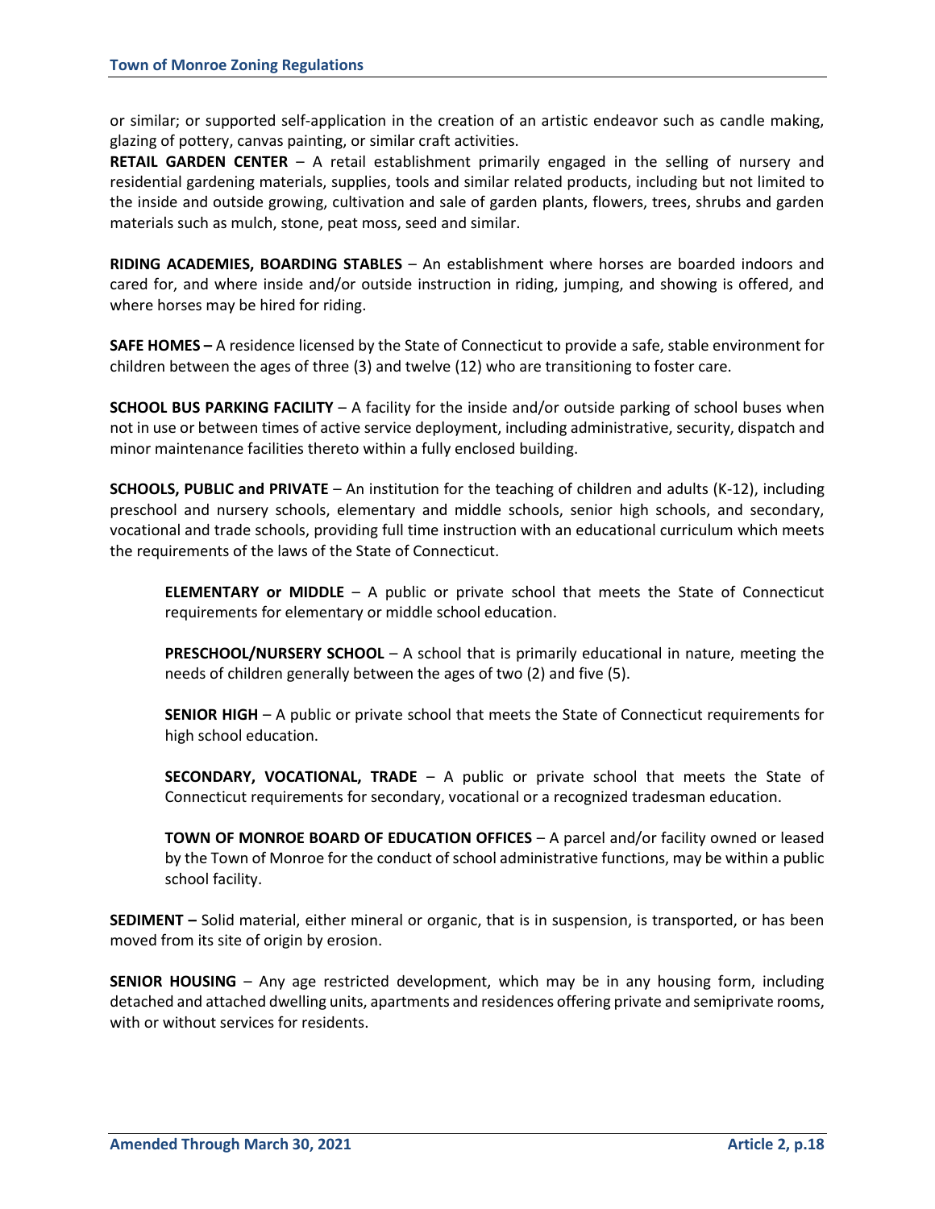or similar; or supported self-application in the creation of an artistic endeavor such as candle making, glazing of pottery, canvas painting, or similar craft activities.

**RETAIL GARDEN CENTER** – A retail establishment primarily engaged in the selling of nursery and residential gardening materials, supplies, tools and similar related products, including but not limited to the inside and outside growing, cultivation and sale of garden plants, flowers, trees, shrubs and garden materials such as mulch, stone, peat moss, seed and similar.

**RIDING ACADEMIES, BOARDING STABLES** – An establishment where horses are boarded indoors and cared for, and where inside and/or outside instruction in riding, jumping, and showing is offered, and where horses may be hired for riding.

**SAFE HOMES –** A residence licensed by the State of Connecticut to provide a safe, stable environment for children between the ages of three (3) and twelve (12) who are transitioning to foster care.

**SCHOOL BUS PARKING FACILITY** – A facility for the inside and/or outside parking of school buses when not in use or between times of active service deployment, including administrative, security, dispatch and minor maintenance facilities thereto within a fully enclosed building.

**SCHOOLS, PUBLIC and PRIVATE** – An institution for the teaching of children and adults (K-12), including preschool and nursery schools, elementary and middle schools, senior high schools, and secondary, vocational and trade schools, providing full time instruction with an educational curriculum which meets the requirements of the laws of the State of Connecticut.

> **ELEMENTARY or MIDDLE** – A public or private school that meets the State of Connecticut requirements for elementary or middle school education.
>
> **PRESCHOOL/NURSERY SCHOOL** – A school that is primarily educational in nature, meeting the needs of children generally between the ages of two (2) and five (5).
>
> **SENIOR HIGH** – A public or private school that meets the State of Connecticut requirements for high school education.
>
> **SECONDARY, VOCATIONAL, TRADE** – A public or private school that meets the State of Connecticut requirements for secondary, vocational or a recognized tradesman education.
>
> **TOWN OF MONROE BOARD OF EDUCATION OFFICES** – A parcel and/or facility owned or leased by the Town of Monroe for the conduct of school administrative functions, may be within a public school facility.

**SEDIMENT –** Solid material, either mineral or organic, that is in suspension, is transported, or has been moved from its site of origin by erosion.

**SENIOR HOUSING** – Any age restricted development, which may be in any housing form, including detached and attached dwelling units, apartments and residences offering private and semiprivate rooms, with or without services for residents.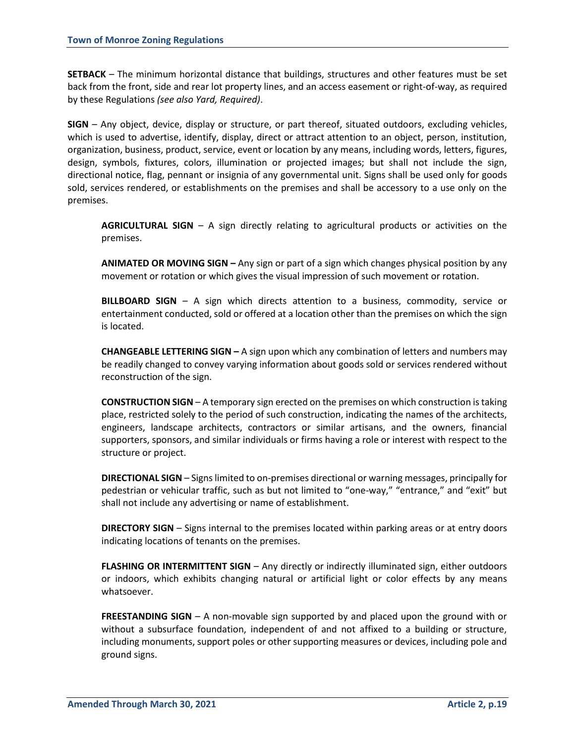**SETBACK** – The minimum horizontal distance that buildings, structures and other features must be set back from the front, side and rear lot property lines, and an access easement or right-of-way, as required by these Regulations *(see also Yard, Required)*.

**SIGN** – Any object, device, display or structure, or part thereof, situated outdoors, excluding vehicles, which is used to advertise, identify, display, direct or attract attention to an object, person, institution, organization, business, product, service, event or location by any means, including words, letters, figures, design, symbols, fixtures, colors, illumination or projected images; but shall not include the sign, directional notice, flag, pennant or insignia of any governmental unit. Signs shall be used only for goods sold, services rendered, or establishments on the premises and shall be accessory to a use only on the premises.

> **AGRICULTURAL SIGN** – A sign directly relating to agricultural products or activities on the premises.
>
> **ANIMATED OR MOVING SIGN –** Any sign or part of a sign which changes physical position by any movement or rotation or which gives the visual impression of such movement or rotation.
>
> **BILLBOARD SIGN** – A sign which directs attention to a business, commodity, service or entertainment conducted, sold or offered at a location other than the premises on which the sign is located.
>
> **CHANGEABLE LETTERING SIGN –** A sign upon which any combination of letters and numbers may be readily changed to convey varying information about goods sold or services rendered without reconstruction of the sign.
>
> **CONSTRUCTION SIGN** – A temporary sign erected on the premises on which construction is taking place, restricted solely to the period of such construction, indicating the names of the architects, engineers, landscape architects, contractors or similar artisans, and the owners, financial supporters, sponsors, and similar individuals or firms having a role or interest with respect to the structure or project.
>
> **DIRECTIONAL SIGN** – Signs limited to on-premises directional or warning messages, principally for pedestrian or vehicular traffic, such as but not limited to "one-way," "entrance," and "exit" but shall not include any advertising or name of establishment.
>
> **DIRECTORY SIGN** – Signs internal to the premises located within parking areas or at entry doors indicating locations of tenants on the premises.
>
> **FLASHING OR INTERMITTENT SIGN** – Any directly or indirectly illuminated sign, either outdoors or indoors, which exhibits changing natural or artificial light or color effects by any means whatsoever.
>
> **FREESTANDING SIGN** – A non-movable sign supported by and placed upon the ground with or without a subsurface foundation, independent of and not affixed to a building or structure, including monuments, support poles or other supporting measures or devices, including pole and ground signs.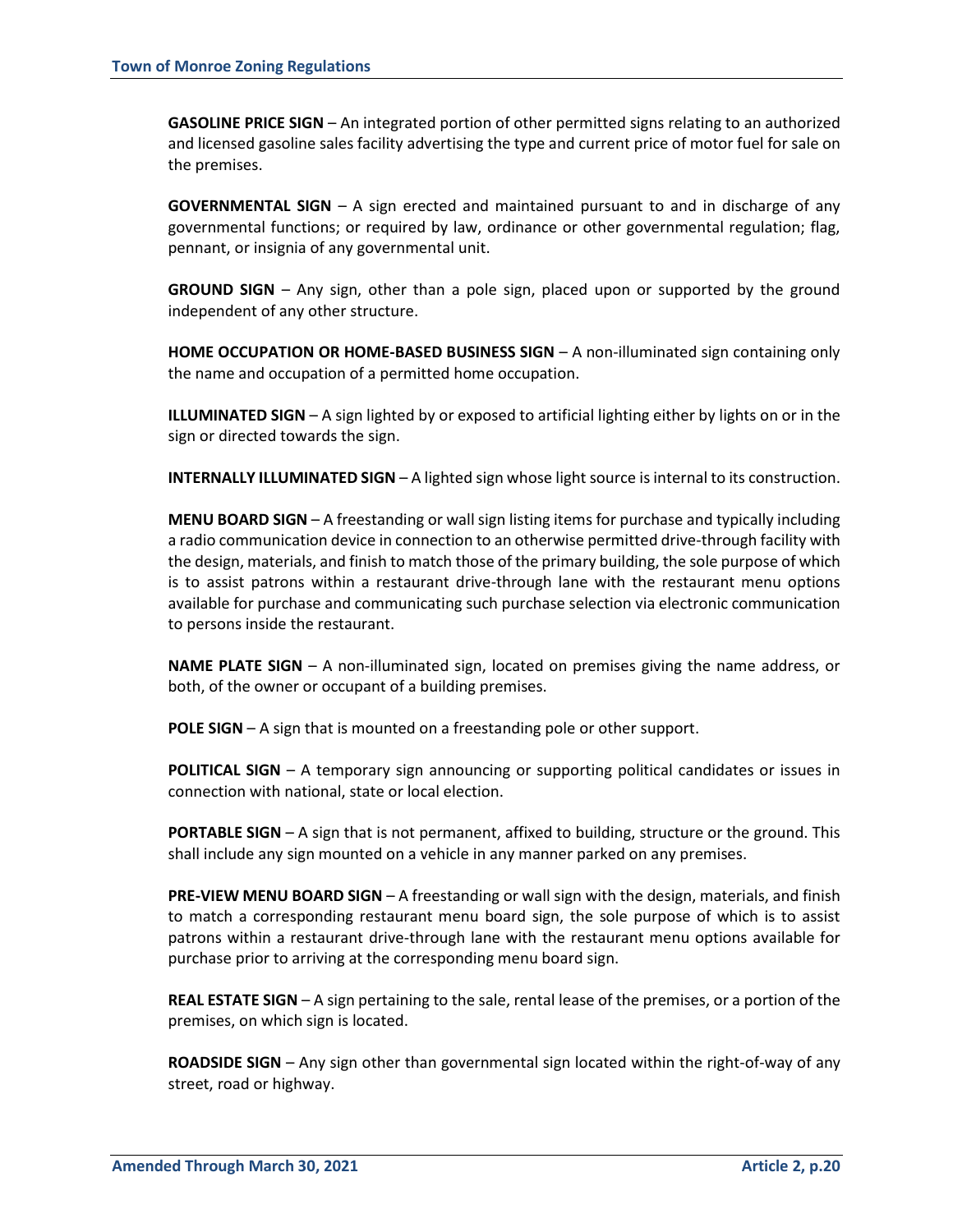**GASOLINE PRICE SIGN** – An integrated portion of other permitted signs relating to an authorized and licensed gasoline sales facility advertising the type and current price of motor fuel for sale on the premises.

**GOVERNMENTAL SIGN** – A sign erected and maintained pursuant to and in discharge of any governmental functions; or required by law, ordinance or other governmental regulation; flag, pennant, or insignia of any governmental unit.

**GROUND SIGN** – Any sign, other than a pole sign, placed upon or supported by the ground independent of any other structure.

**HOME OCCUPATION OR HOME-BASED BUSINESS SIGN** – A non-illuminated sign containing only the name and occupation of a permitted home occupation.

**ILLUMINATED SIGN** – A sign lighted by or exposed to artificial lighting either by lights on or in the sign or directed towards the sign.

**INTERNALLY ILLUMINATED SIGN** – A lighted sign whose light source is internal to its construction.

**MENU BOARD SIGN** – A freestanding or wall sign listing items for purchase and typically including a radio communication device in connection to an otherwise permitted drive-through facility with the design, materials, and finish to match those of the primary building, the sole purpose of which is to assist patrons within a restaurant drive-through lane with the restaurant menu options available for purchase and communicating such purchase selection via electronic communication to persons inside the restaurant.

**NAME PLATE SIGN** – A non-illuminated sign, located on premises giving the name address, or both, of the owner or occupant of a building premises.

**POLE SIGN** – A sign that is mounted on a freestanding pole or other support.

**POLITICAL SIGN** – A temporary sign announcing or supporting political candidates or issues in connection with national, state or local election.

**PORTABLE SIGN** – A sign that is not permanent, affixed to building, structure or the ground. This shall include any sign mounted on a vehicle in any manner parked on any premises.

**PRE-VIEW MENU BOARD SIGN** – A freestanding or wall sign with the design, materials, and finish to match a corresponding restaurant menu board sign, the sole purpose of which is to assist patrons within a restaurant drive-through lane with the restaurant menu options available for purchase prior to arriving at the corresponding menu board sign.

**REAL ESTATE SIGN** – A sign pertaining to the sale, rental lease of the premises, or a portion of the premises, on which sign is located.

**ROADSIDE SIGN** – Any sign other than governmental sign located within the right-of-way of any street, road or highway.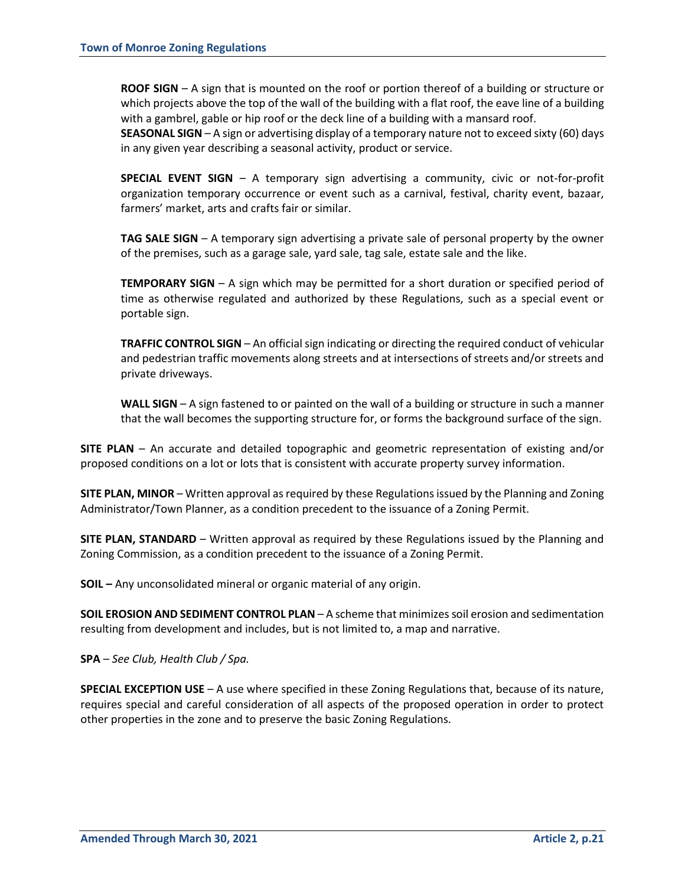**ROOF SIGN** – A sign that is mounted on the roof or portion thereof of a building or structure or which projects above the top of the wall of the building with a flat roof, the eave line of a building with a gambrel, gable or hip roof or the deck line of a building with a mansard roof.

**SEASONAL SIGN** – A sign or advertising display of a temporary nature not to exceed sixty (60) days in any given year describing a seasonal activity, product or service.

**SPECIAL EVENT SIGN** – A temporary sign advertising a community, civic or not-for-profit organization temporary occurrence or event such as a carnival, festival, charity event, bazaar, farmers' market, arts and crafts fair or similar.

**TAG SALE SIGN** – A temporary sign advertising a private sale of personal property by the owner of the premises, such as a garage sale, yard sale, tag sale, estate sale and the like.

**TEMPORARY SIGN** – A sign which may be permitted for a short duration or specified period of time as otherwise regulated and authorized by these Regulations, such as a special event or portable sign.

**TRAFFIC CONTROL SIGN** – An official sign indicating or directing the required conduct of vehicular and pedestrian traffic movements along streets and at intersections of streets and/or streets and private driveways.

**WALL SIGN** – A sign fastened to or painted on the wall of a building or structure in such a manner that the wall becomes the supporting structure for, or forms the background surface of the sign.

**SITE PLAN** – An accurate and detailed topographic and geometric representation of existing and/or proposed conditions on a lot or lots that is consistent with accurate property survey information.

**SITE PLAN, MINOR** – Written approval as required by these Regulations issued by the Planning and Zoning Administrator/Town Planner, as a condition precedent to the issuance of a Zoning Permit.

**SITE PLAN, STANDARD** – Written approval as required by these Regulations issued by the Planning and Zoning Commission, as a condition precedent to the issuance of a Zoning Permit.

**SOIL –** Any unconsolidated mineral or organic material of any origin.

**SOIL EROSION AND SEDIMENT CONTROL PLAN** – A scheme that minimizes soil erosion and sedimentation resulting from development and includes, but is not limited to, a map and narrative.

**SPA** – *See Club, Health Club / Spa.*

**SPECIAL EXCEPTION USE** – A use where specified in these Zoning Regulations that, because of its nature, requires special and careful consideration of all aspects of the proposed operation in order to protect other properties in the zone and to preserve the basic Zoning Regulations.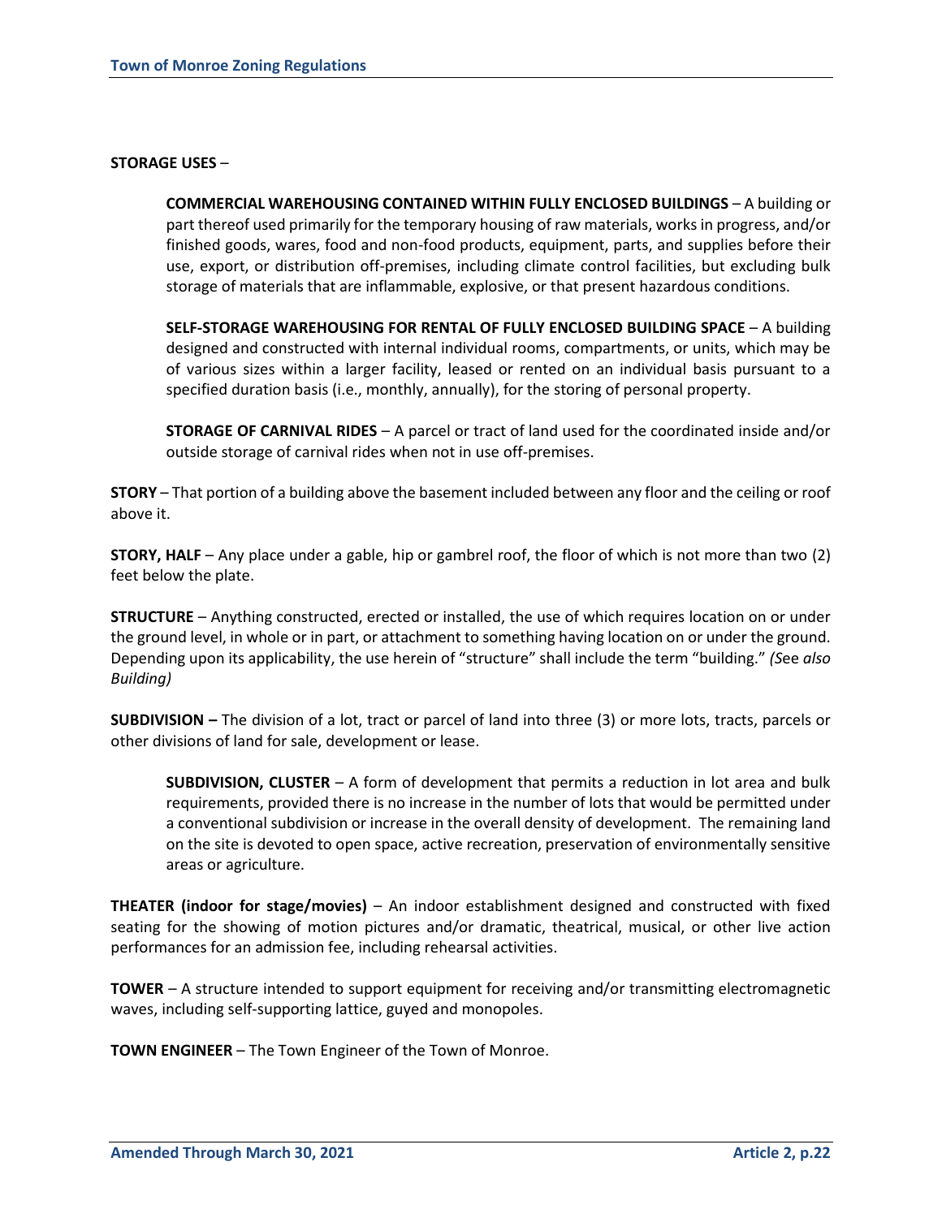**STORAGE USES** –

> **COMMERCIAL WAREHOUSING CONTAINED WITHIN FULLY ENCLOSED BUILDINGS** – A building or part thereof used primarily for the temporary housing of raw materials, works in progress, and/or finished goods, wares, food and non-food products, equipment, parts, and supplies before their use, export, or distribution off-premises, including climate control facilities, but excluding bulk storage of materials that are inflammable, explosive, or that present hazardous conditions.
>
> **SELF-STORAGE WAREHOUSING FOR RENTAL OF FULLY ENCLOSED BUILDING SPACE** – A building designed and constructed with internal individual rooms, compartments, or units, which may be of various sizes within a larger facility, leased or rented on an individual basis pursuant to a specified duration basis (i.e., monthly, annually), for the storing of personal property.
>
> **STORAGE OF CARNIVAL RIDES** – A parcel or tract of land used for the coordinated inside and/or outside storage of carnival rides when not in use off-premises.

**STORY** – That portion of a building above the basement included between any floor and the ceiling or roof above it.

**STORY, HALF** – Any place under a gable, hip or gambrel roof, the floor of which is not more than two (2) feet below the plate.

**STRUCTURE** – Anything constructed, erected or installed, the use of which requires location on or under the ground level, in whole or in part, or attachment to something having location on or under the ground. Depending upon its applicability, the use herein of "structure" shall include the term "building." *(See also Building)*

**SUBDIVISION –** The division of a lot, tract or parcel of land into three (3) or more lots, tracts, parcels or other divisions of land for sale, development or lease.

> **SUBDIVISION, CLUSTER** – A form of development that permits a reduction in lot area and bulk requirements, provided there is no increase in the number of lots that would be permitted under a conventional subdivision or increase in the overall density of development. The remaining land on the site is devoted to open space, active recreation, preservation of environmentally sensitive areas or agriculture.

**THEATER (indoor for stage/movies)** – An indoor establishment designed and constructed with fixed seating for the showing of motion pictures and/or dramatic, theatrical, musical, or other live action performances for an admission fee, including rehearsal activities.

**TOWER** – A structure intended to support equipment for receiving and/or transmitting electromagnetic waves, including self-supporting lattice, guyed and monopoles.

**TOWN ENGINEER** – The Town Engineer of the Town of Monroe.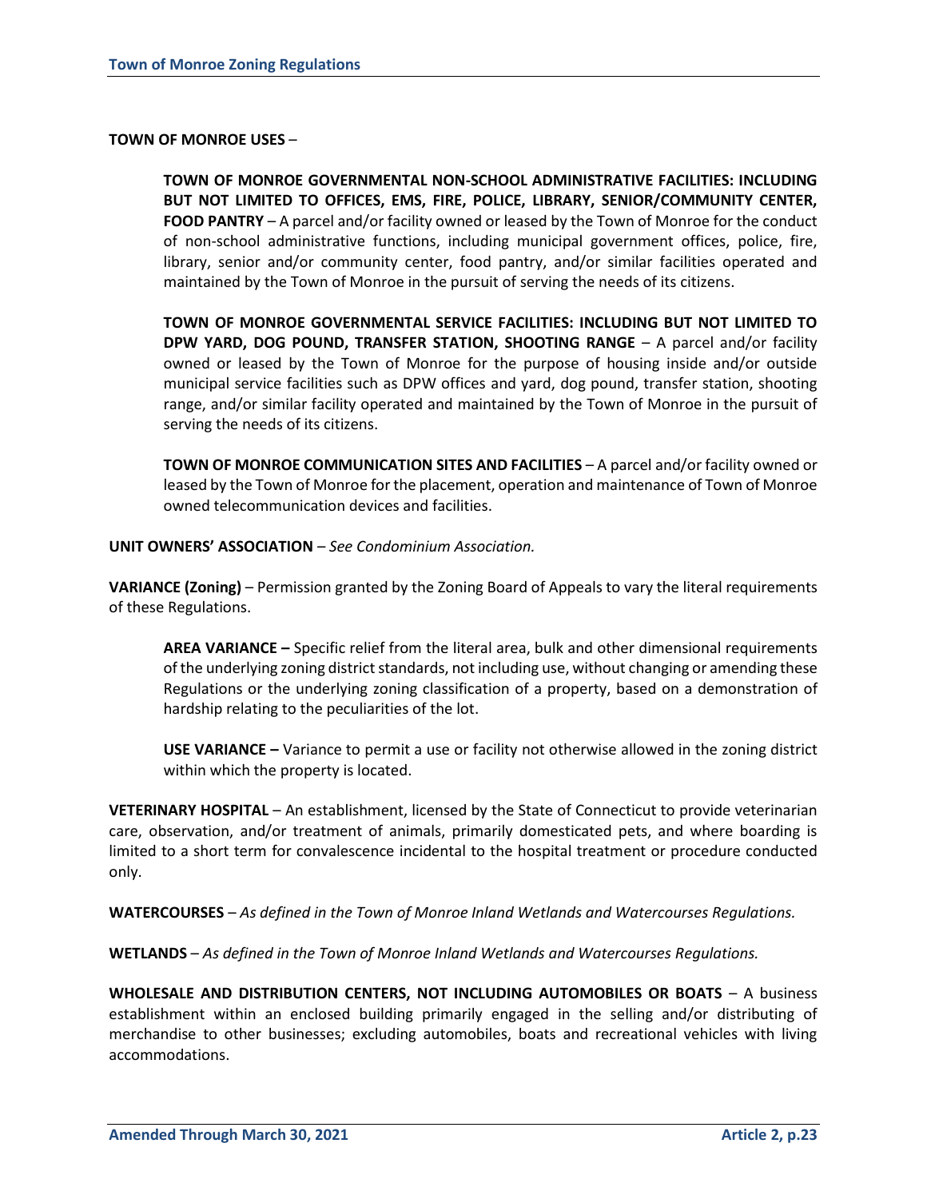**TOWN OF MONROE USES** –

> **TOWN OF MONROE GOVERNMENTAL NON-SCHOOL ADMINISTRATIVE FACILITIES: INCLUDING BUT NOT LIMITED TO OFFICES, EMS, FIRE, POLICE, LIBRARY, SENIOR/COMMUNITY CENTER, FOOD PANTRY** – A parcel and/or facility owned or leased by the Town of Monroe for the conduct of non-school administrative functions, including municipal government offices, police, fire, library, senior and/or community center, food pantry, and/or similar facilities operated and maintained by the Town of Monroe in the pursuit of serving the needs of its citizens.
>
> **TOWN OF MONROE GOVERNMENTAL SERVICE FACILITIES: INCLUDING BUT NOT LIMITED TO DPW YARD, DOG POUND, TRANSFER STATION, SHOOTING RANGE** – A parcel and/or facility owned or leased by the Town of Monroe for the purpose of housing inside and/or outside municipal service facilities such as DPW offices and yard, dog pound, transfer station, shooting range, and/or similar facility operated and maintained by the Town of Monroe in the pursuit of serving the needs of its citizens.
>
> **TOWN OF MONROE COMMUNICATION SITES AND FACILITIES** – A parcel and/or facility owned or leased by the Town of Monroe for the placement, operation and maintenance of Town of Monroe owned telecommunication devices and facilities.

**UNIT OWNERS' ASSOCIATION** – *See Condominium Association.*

**VARIANCE (Zoning)** – Permission granted by the Zoning Board of Appeals to vary the literal requirements of these Regulations.

> **AREA VARIANCE –** Specific relief from the literal area, bulk and other dimensional requirements of the underlying zoning district standards, not including use, without changing or amending these Regulations or the underlying zoning classification of a property, based on a demonstration of hardship relating to the peculiarities of the lot.
>
> **USE VARIANCE –** Variance to permit a use or facility not otherwise allowed in the zoning district within which the property is located.

**VETERINARY HOSPITAL** – An establishment, licensed by the State of Connecticut to provide veterinarian care, observation, and/or treatment of animals, primarily domesticated pets, and where boarding is limited to a short term for convalescence incidental to the hospital treatment or procedure conducted only.

**WATERCOURSES** – *As defined in the Town of Monroe Inland Wetlands and Watercourses Regulations.*

**WETLANDS** – *As defined in the Town of Monroe Inland Wetlands and Watercourses Regulations.*

**WHOLESALE AND DISTRIBUTION CENTERS, NOT INCLUDING AUTOMOBILES OR BOATS** – A business establishment within an enclosed building primarily engaged in the selling and/or distributing of merchandise to other businesses; excluding automobiles, boats and recreational vehicles with living accommodations.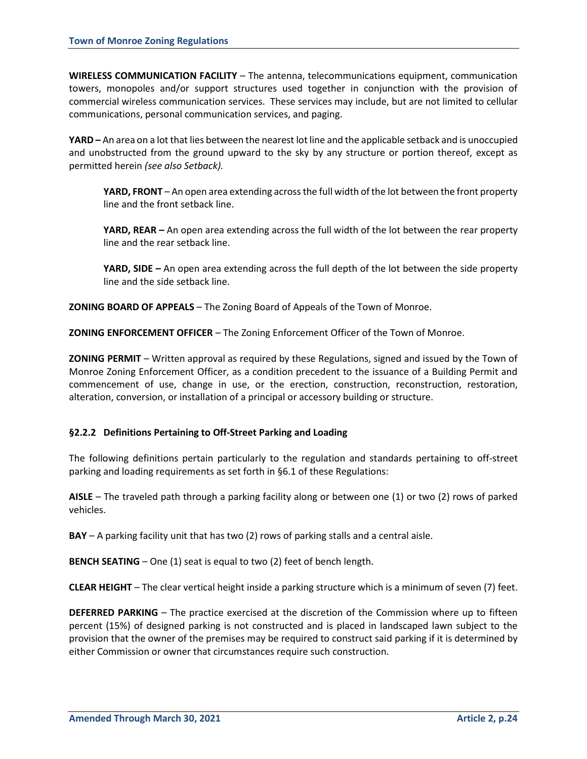**WIRELESS COMMUNICATION FACILITY** – The antenna, telecommunications equipment, communication towers, monopoles and/or support structures used together in conjunction with the provision of commercial wireless communication services. These services may include, but are not limited to cellular communications, personal communication services, and paging.

**YARD –** An area on a lot that lies between the nearest lot line and the applicable setback and is unoccupied and unobstructed from the ground upward to the sky by any structure or portion thereof, except as permitted herein *(see also Setback).*

> **YARD, FRONT** – An open area extending across the full width of the lot between the front property line and the front setback line.
>
> **YARD, REAR –** An open area extending across the full width of the lot between the rear property line and the rear setback line.
>
> **YARD, SIDE –** An open area extending across the full depth of the lot between the side property line and the side setback line.

**ZONING BOARD OF APPEALS** – The Zoning Board of Appeals of the Town of Monroe.

**ZONING ENFORCEMENT OFFICER** – The Zoning Enforcement Officer of the Town of Monroe.

**ZONING PERMIT** – Written approval as required by these Regulations, signed and issued by the Town of Monroe Zoning Enforcement Officer, as a condition precedent to the issuance of a Building Permit and commencement of use, change in use, or the erection, construction, reconstruction, restoration, alteration, conversion, or installation of a principal or accessory building or structure.

### §2.2.2 Definitions Pertaining to Off-Street Parking and Loading

The following definitions pertain particularly to the regulation and standards pertaining to off-street parking and loading requirements as set forth in §6.1 of these Regulations:

**AISLE** – The traveled path through a parking facility along or between one (1) or two (2) rows of parked vehicles.

**BAY** – A parking facility unit that has two (2) rows of parking stalls and a central aisle.

**BENCH SEATING** – One (1) seat is equal to two (2) feet of bench length.

**CLEAR HEIGHT** – The clear vertical height inside a parking structure which is a minimum of seven (7) feet.

**DEFERRED PARKING** – The practice exercised at the discretion of the Commission where up to fifteen percent (15%) of designed parking is not constructed and is placed in landscaped lawn subject to the provision that the owner of the premises may be required to construct said parking if it is determined by either Commission or owner that circumstances require such construction.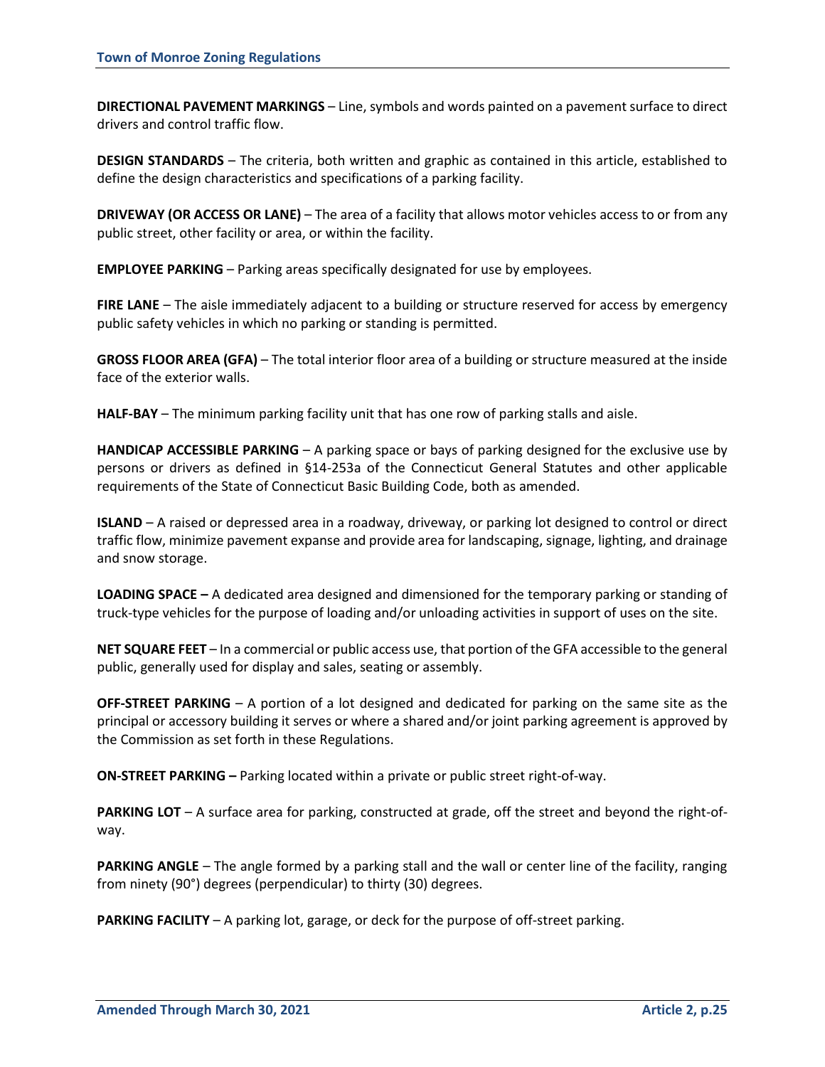**DIRECTIONAL PAVEMENT MARKINGS** – Line, symbols and words painted on a pavement surface to direct drivers and control traffic flow.

**DESIGN STANDARDS** – The criteria, both written and graphic as contained in this article, established to define the design characteristics and specifications of a parking facility.

**DRIVEWAY (OR ACCESS OR LANE)** – The area of a facility that allows motor vehicles access to or from any public street, other facility or area, or within the facility.

**EMPLOYEE PARKING** – Parking areas specifically designated for use by employees.

**FIRE LANE** – The aisle immediately adjacent to a building or structure reserved for access by emergency public safety vehicles in which no parking or standing is permitted.

**GROSS FLOOR AREA (GFA)** – The total interior floor area of a building or structure measured at the inside face of the exterior walls.

**HALF-BAY** – The minimum parking facility unit that has one row of parking stalls and aisle.

**HANDICAP ACCESSIBLE PARKING** – A parking space or bays of parking designed for the exclusive use by persons or drivers as defined in §14-253a of the Connecticut General Statutes and other applicable requirements of the State of Connecticut Basic Building Code, both as amended.

**ISLAND** – A raised or depressed area in a roadway, driveway, or parking lot designed to control or direct traffic flow, minimize pavement expanse and provide area for landscaping, signage, lighting, and drainage and snow storage.

**LOADING SPACE –** A dedicated area designed and dimensioned for the temporary parking or standing of truck-type vehicles for the purpose of loading and/or unloading activities in support of uses on the site.

**NET SQUARE FEET** – In a commercial or public access use, that portion of the GFA accessible to the general public, generally used for display and sales, seating or assembly.

**OFF-STREET PARKING** – A portion of a lot designed and dedicated for parking on the same site as the principal or accessory building it serves or where a shared and/or joint parking agreement is approved by the Commission as set forth in these Regulations.

**ON-STREET PARKING –** Parking located within a private or public street right-of-way.

**PARKING LOT** – A surface area for parking, constructed at grade, off the street and beyond the right-of-way.

**PARKING ANGLE** – The angle formed by a parking stall and the wall or center line of the facility, ranging from ninety (90°) degrees (perpendicular) to thirty (30) degrees.

**PARKING FACILITY** – A parking lot, garage, or deck for the purpose of off-street parking.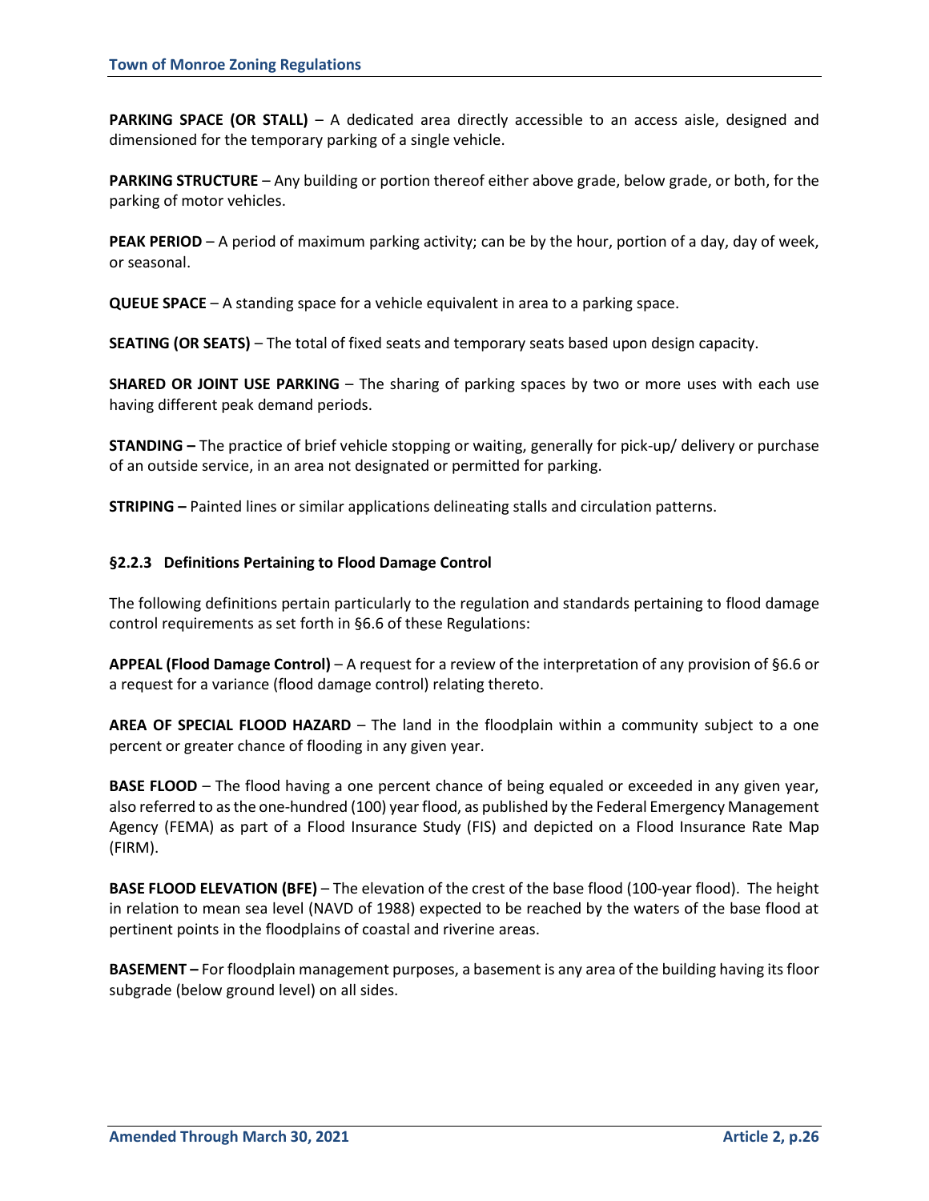**PARKING SPACE (OR STALL)** – A dedicated area directly accessible to an access aisle, designed and dimensioned for the temporary parking of a single vehicle.

**PARKING STRUCTURE** – Any building or portion thereof either above grade, below grade, or both, for the parking of motor vehicles.

**PEAK PERIOD** – A period of maximum parking activity; can be by the hour, portion of a day, day of week, or seasonal.

**QUEUE SPACE** – A standing space for a vehicle equivalent in area to a parking space.

**SEATING (OR SEATS)** – The total of fixed seats and temporary seats based upon design capacity.

**SHARED OR JOINT USE PARKING** – The sharing of parking spaces by two or more uses with each use having different peak demand periods.

**STANDING –** The practice of brief vehicle stopping or waiting, generally for pick-up/ delivery or purchase of an outside service, in an area not designated or permitted for parking.

**STRIPING –** Painted lines or similar applications delineating stalls and circulation patterns.

### §2.2.3 Definitions Pertaining to Flood Damage Control

The following definitions pertain particularly to the regulation and standards pertaining to flood damage control requirements as set forth in §6.6 of these Regulations:

**APPEAL (Flood Damage Control)** – A request for a review of the interpretation of any provision of §6.6 or a request for a variance (flood damage control) relating thereto.

**AREA OF SPECIAL FLOOD HAZARD** – The land in the floodplain within a community subject to a one percent or greater chance of flooding in any given year.

**BASE FLOOD** – The flood having a one percent chance of being equaled or exceeded in any given year, also referred to as the one-hundred (100) year flood, as published by the Federal Emergency Management Agency (FEMA) as part of a Flood Insurance Study (FIS) and depicted on a Flood Insurance Rate Map (FIRM).

**BASE FLOOD ELEVATION (BFE)** – The elevation of the crest of the base flood (100-year flood). The height in relation to mean sea level (NAVD of 1988) expected to be reached by the waters of the base flood at pertinent points in the floodplains of coastal and riverine areas.

**BASEMENT –** For floodplain management purposes, a basement is any area of the building having its floor subgrade (below ground level) on all sides.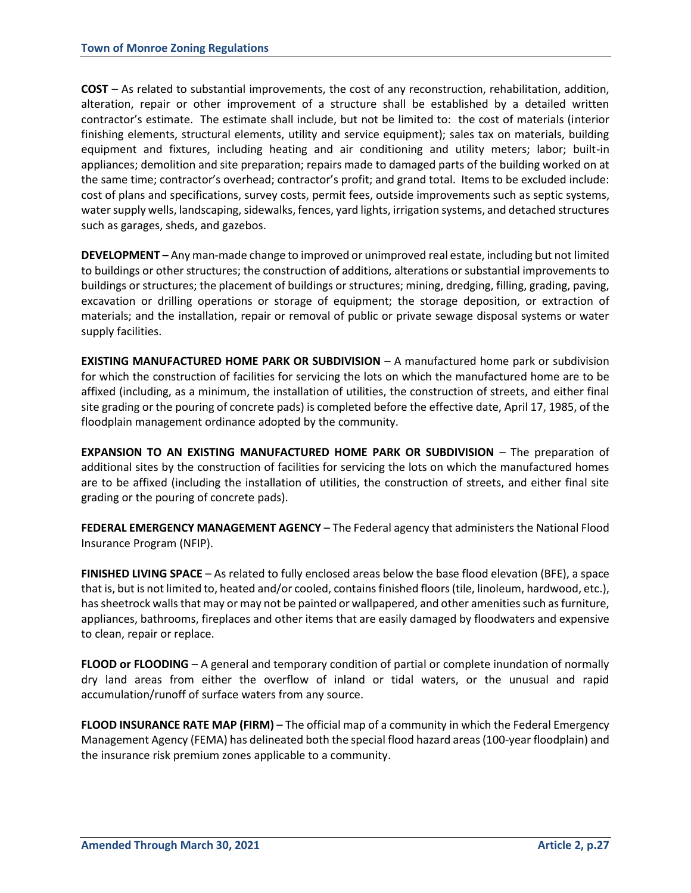**COST** – As related to substantial improvements, the cost of any reconstruction, rehabilitation, addition, alteration, repair or other improvement of a structure shall be established by a detailed written contractor's estimate. The estimate shall include, but not be limited to: the cost of materials (interior finishing elements, structural elements, utility and service equipment); sales tax on materials, building equipment and fixtures, including heating and air conditioning and utility meters; labor; built-in appliances; demolition and site preparation; repairs made to damaged parts of the building worked on at the same time; contractor's overhead; contractor's profit; and grand total. Items to be excluded include: cost of plans and specifications, survey costs, permit fees, outside improvements such as septic systems, water supply wells, landscaping, sidewalks, fences, yard lights, irrigation systems, and detached structures such as garages, sheds, and gazebos.

**DEVELOPMENT –** Any man-made change to improved or unimproved real estate, including but not limited to buildings or other structures; the construction of additions, alterations or substantial improvements to buildings or structures; the placement of buildings or structures; mining, dredging, filling, grading, paving, excavation or drilling operations or storage of equipment; the storage deposition, or extraction of materials; and the installation, repair or removal of public or private sewage disposal systems or water supply facilities.

**EXISTING MANUFACTURED HOME PARK OR SUBDIVISION** – A manufactured home park or subdivision for which the construction of facilities for servicing the lots on which the manufactured home are to be affixed (including, as a minimum, the installation of utilities, the construction of streets, and either final site grading or the pouring of concrete pads) is completed before the effective date, April 17, 1985, of the floodplain management ordinance adopted by the community.

**EXPANSION TO AN EXISTING MANUFACTURED HOME PARK OR SUBDIVISION** – The preparation of additional sites by the construction of facilities for servicing the lots on which the manufactured homes are to be affixed (including the installation of utilities, the construction of streets, and either final site grading or the pouring of concrete pads).

**FEDERAL EMERGENCY MANAGEMENT AGENCY** – The Federal agency that administers the National Flood Insurance Program (NFIP).

**FINISHED LIVING SPACE** – As related to fully enclosed areas below the base flood elevation (BFE), a space that is, but is not limited to, heated and/or cooled, contains finished floors (tile, linoleum, hardwood, etc.), has sheetrock walls that may or may not be painted or wallpapered, and other amenities such as furniture, appliances, bathrooms, fireplaces and other items that are easily damaged by floodwaters and expensive to clean, repair or replace.

**FLOOD or FLOODING** – A general and temporary condition of partial or complete inundation of normally dry land areas from either the overflow of inland or tidal waters, or the unusual and rapid accumulation/runoff of surface waters from any source.

**FLOOD INSURANCE RATE MAP (FIRM)** – The official map of a community in which the Federal Emergency Management Agency (FEMA) has delineated both the special flood hazard areas (100-year floodplain) and the insurance risk premium zones applicable to a community.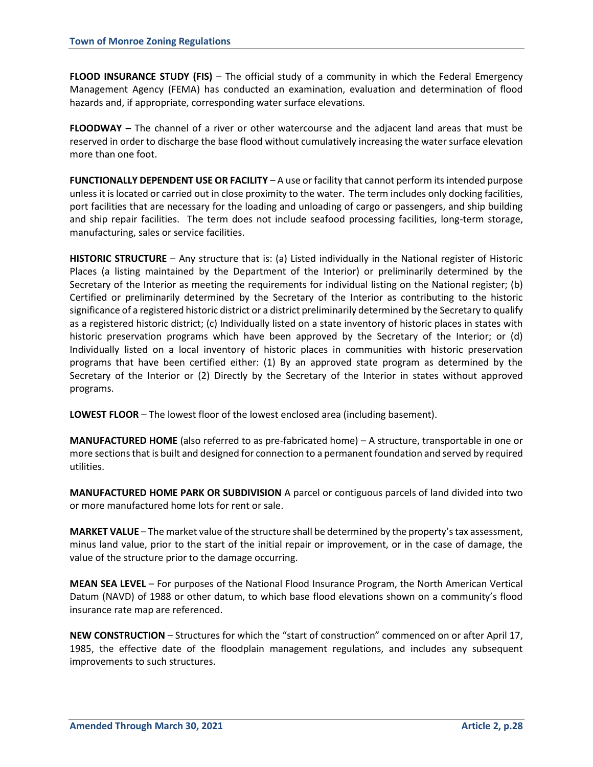**FLOOD INSURANCE STUDY (FIS)** – The official study of a community in which the Federal Emergency Management Agency (FEMA) has conducted an examination, evaluation and determination of flood hazards and, if appropriate, corresponding water surface elevations.

**FLOODWAY –** The channel of a river or other watercourse and the adjacent land areas that must be reserved in order to discharge the base flood without cumulatively increasing the water surface elevation more than one foot.

**FUNCTIONALLY DEPENDENT USE OR FACILITY** – A use or facility that cannot perform its intended purpose unless it is located or carried out in close proximity to the water. The term includes only docking facilities, port facilities that are necessary for the loading and unloading of cargo or passengers, and ship building and ship repair facilities. The term does not include seafood processing facilities, long-term storage, manufacturing, sales or service facilities.

**HISTORIC STRUCTURE** – Any structure that is: (a) Listed individually in the National register of Historic Places (a listing maintained by the Department of the Interior) or preliminarily determined by the Secretary of the Interior as meeting the requirements for individual listing on the National register; (b) Certified or preliminarily determined by the Secretary of the Interior as contributing to the historic significance of a registered historic district or a district preliminarily determined by the Secretary to qualify as a registered historic district; (c) Individually listed on a state inventory of historic places in states with historic preservation programs which have been approved by the Secretary of the Interior; or (d) Individually listed on a local inventory of historic places in communities with historic preservation programs that have been certified either: (1) By an approved state program as determined by the Secretary of the Interior or (2) Directly by the Secretary of the Interior in states without approved programs.

**LOWEST FLOOR** – The lowest floor of the lowest enclosed area (including basement).

**MANUFACTURED HOME** (also referred to as pre-fabricated home) – A structure, transportable in one or more sections that is built and designed for connection to a permanent foundation and served by required utilities.

**MANUFACTURED HOME PARK OR SUBDIVISION** A parcel or contiguous parcels of land divided into two or more manufactured home lots for rent or sale.

**MARKET VALUE** – The market value of the structure shall be determined by the property's tax assessment, minus land value, prior to the start of the initial repair or improvement, or in the case of damage, the value of the structure prior to the damage occurring.

**MEAN SEA LEVEL** – For purposes of the National Flood Insurance Program, the North American Vertical Datum (NAVD) of 1988 or other datum, to which base flood elevations shown on a community's flood insurance rate map are referenced.

**NEW CONSTRUCTION** – Structures for which the "start of construction" commenced on or after April 17, 1985, the effective date of the floodplain management regulations, and includes any subsequent improvements to such structures.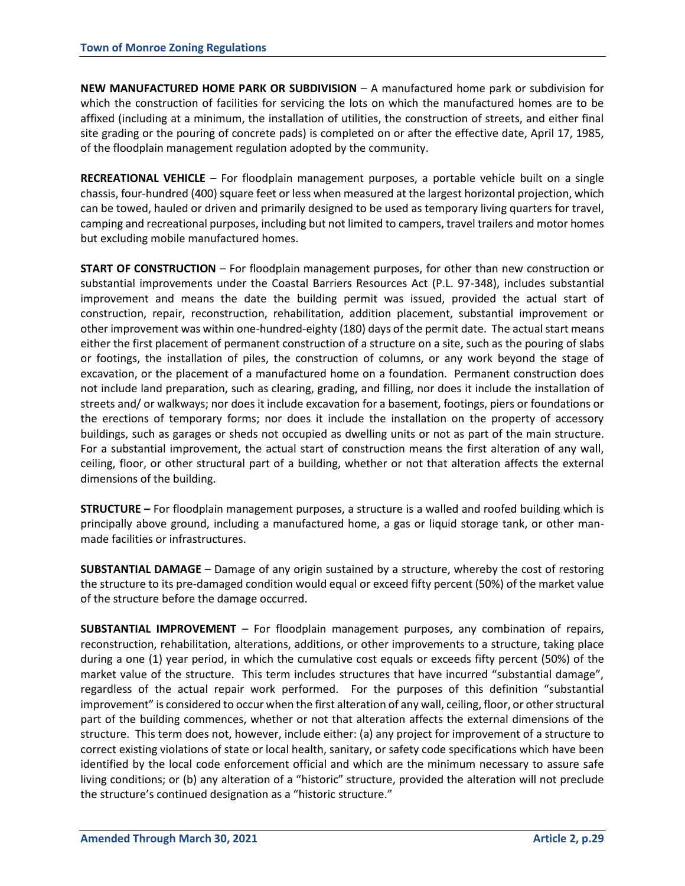**NEW MANUFACTURED HOME PARK OR SUBDIVISION** – A manufactured home park or subdivision for which the construction of facilities for servicing the lots on which the manufactured homes are to be affixed (including at a minimum, the installation of utilities, the construction of streets, and either final site grading or the pouring of concrete pads) is completed on or after the effective date, April 17, 1985, of the floodplain management regulation adopted by the community.

**RECREATIONAL VEHICLE** – For floodplain management purposes, a portable vehicle built on a single chassis, four-hundred (400) square feet or less when measured at the largest horizontal projection, which can be towed, hauled or driven and primarily designed to be used as temporary living quarters for travel, camping and recreational purposes, including but not limited to campers, travel trailers and motor homes but excluding mobile manufactured homes.

**START OF CONSTRUCTION** – For floodplain management purposes, for other than new construction or substantial improvements under the Coastal Barriers Resources Act (P.L. 97-348), includes substantial improvement and means the date the building permit was issued, provided the actual start of construction, repair, reconstruction, rehabilitation, addition placement, substantial improvement or other improvement was within one-hundred-eighty (180) days of the permit date. The actual start means either the first placement of permanent construction of a structure on a site, such as the pouring of slabs or footings, the installation of piles, the construction of columns, or any work beyond the stage of excavation, or the placement of a manufactured home on a foundation. Permanent construction does not include land preparation, such as clearing, grading, and filling, nor does it include the installation of streets and/ or walkways; nor does it include excavation for a basement, footings, piers or foundations or the erections of temporary forms; nor does it include the installation on the property of accessory buildings, such as garages or sheds not occupied as dwelling units or not as part of the main structure. For a substantial improvement, the actual start of construction means the first alteration of any wall, ceiling, floor, or other structural part of a building, whether or not that alteration affects the external dimensions of the building.

**STRUCTURE –** For floodplain management purposes, a structure is a walled and roofed building which is principally above ground, including a manufactured home, a gas or liquid storage tank, or other man-made facilities or infrastructures.

**SUBSTANTIAL DAMAGE** – Damage of any origin sustained by a structure, whereby the cost of restoring the structure to its pre-damaged condition would equal or exceed fifty percent (50%) of the market value of the structure before the damage occurred.

**SUBSTANTIAL IMPROVEMENT** – For floodplain management purposes, any combination of repairs, reconstruction, rehabilitation, alterations, additions, or other improvements to a structure, taking place during a one (1) year period, in which the cumulative cost equals or exceeds fifty percent (50%) of the market value of the structure. This term includes structures that have incurred "substantial damage", regardless of the actual repair work performed. For the purposes of this definition "substantial improvement" is considered to occur when the first alteration of any wall, ceiling, floor, or other structural part of the building commences, whether or not that alteration affects the external dimensions of the structure. This term does not, however, include either: (a) any project for improvement of a structure to correct existing violations of state or local health, sanitary, or safety code specifications which have been identified by the local code enforcement official and which are the minimum necessary to assure safe living conditions; or (b) any alteration of a "historic" structure, provided the alteration will not preclude the structure's continued designation as a "historic structure."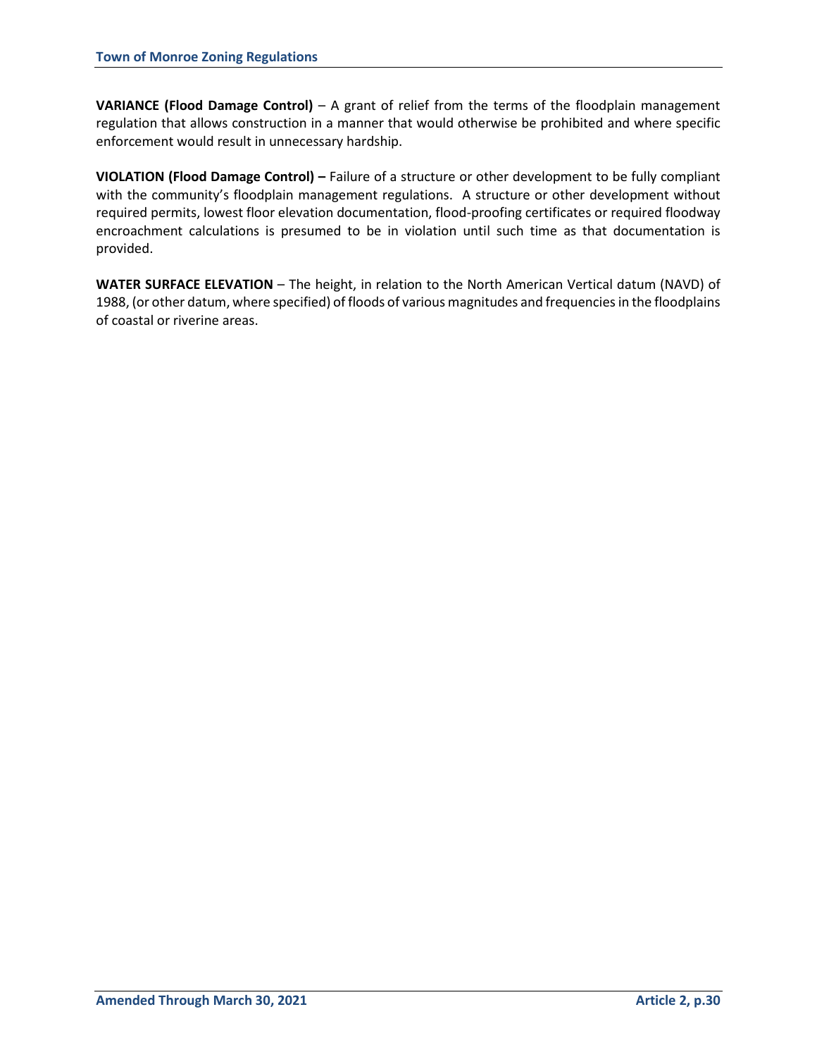**VARIANCE (Flood Damage Control)** – A grant of relief from the terms of the floodplain management regulation that allows construction in a manner that would otherwise be prohibited and where specific enforcement would result in unnecessary hardship.

**VIOLATION (Flood Damage Control) –** Failure of a structure or other development to be fully compliant with the community's floodplain management regulations. A structure or other development without required permits, lowest floor elevation documentation, flood-proofing certificates or required floodway encroachment calculations is presumed to be in violation until such time as that documentation is provided.

**WATER SURFACE ELEVATION** – The height, in relation to the North American Vertical datum (NAVD) of 1988, (or other datum, where specified) of floods of various magnitudes and frequencies in the floodplains of coastal or riverine areas.